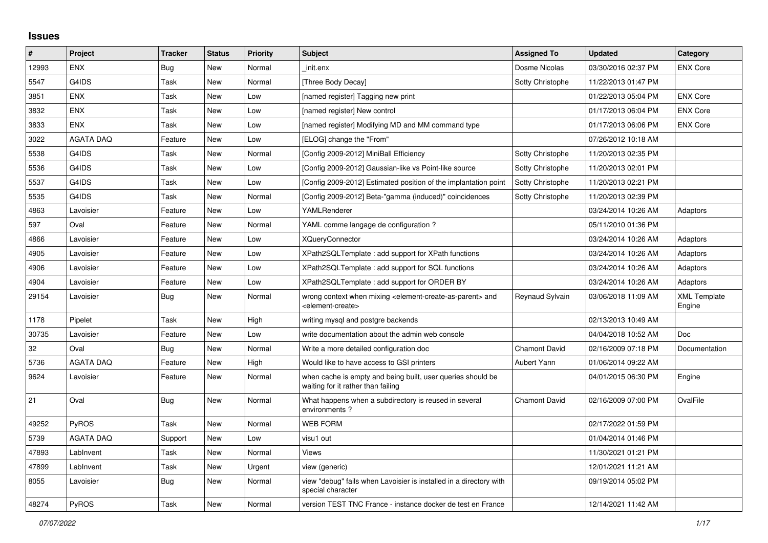## Issues

| # | Project | Tracker | Status | Priority | Subject | Assigned To | Updated | Category |
|---|---|---|---|---|---|---|---|---|
| 12993 | ENX | Bug | New | Normal | _init.enx | Dosme Nicolas | 03/30/2016 02:37 PM | ENX Core |
| 5547 | G4IDS | Task | New | Normal | [Three Body Decay] | Sotty Christophe | 11/22/2013 01:47 PM | |
| 3851 | ENX | Task | New | Low | [named register] Tagging new print | | 01/22/2013 05:04 PM | ENX Core |
| 3832 | ENX | Task | New | Low | [named register] New control | | 01/17/2013 06:04 PM | ENX Core |
| 3833 | ENX | Task | New | Low | [named register] Modifying MD and MM command type | | 01/17/2013 06:06 PM | ENX Core |
| 3022 | AGATA DAQ | Feature | New | Low | [ELOG] change the "From" | | 07/26/2012 10:18 AM | |
| 5538 | G4IDS | Task | New | Normal | [Config 2009-2012] MiniBall Efficiency | Sotty Christophe | 11/20/2013 02:35 PM | |
| 5536 | G4IDS | Task | New | Low | [Config 2009-2012] Gaussian-like vs Point-like source | Sotty Christophe | 11/20/2013 02:01 PM | |
| 5537 | G4IDS | Task | New | Low | [Config 2009-2012] Estimated position of the implantation point | Sotty Christophe | 11/20/2013 02:21 PM | |
| 5535 | G4IDS | Task | New | Normal | [Config 2009-2012] Beta-"gamma (induced)" coincidences | Sotty Christophe | 11/20/2013 02:39 PM | |
| 4863 | Lavoisier | Feature | New | Low | YAMLRenderer | | 03/24/2014 10:26 AM | Adaptors |
| 597 | Oval | Feature | New | Normal | YAML comme langage de configuration ? | | 05/11/2010 01:36 PM | |
| 4866 | Lavoisier | Feature | New | Low | XQueryConnector | | 03/24/2014 10:26 AM | Adaptors |
| 4905 | Lavoisier | Feature | New | Low | XPath2SQLTemplate : add support for XPath functions | | 03/24/2014 10:26 AM | Adaptors |
| 4906 | Lavoisier | Feature | New | Low | XPath2SQLTemplate : add support for SQL functions | | 03/24/2014 10:26 AM | Adaptors |
| 4904 | Lavoisier | Feature | New | Low | XPath2SQLTemplate : add support for ORDER BY | | 03/24/2014 10:26 AM | Adaptors |
| 29154 | Lavoisier | Bug | New | Normal | wrong context when mixing <element-create-as-parent> and <element-create> | Reynaud Sylvain | 03/06/2018 11:09 AM | XML Template Engine |
| 1178 | Pipelet | Task | New | High | writing mysql and postgre backends | | 02/13/2013 10:49 AM | |
| 30735 | Lavoisier | Feature | New | Low | write documentation about the admin web console | | 04/04/2018 10:52 AM | Doc |
| 32 | Oval | Bug | New | Normal | Write a more detailed configuration doc | Chamont David | 02/16/2009 07:18 PM | Documentation |
| 5736 | AGATA DAQ | Feature | New | High | Would like to have access to GSI printers | Aubert Yann | 01/06/2014 09:22 AM | |
| 9624 | Lavoisier | Feature | New | Normal | when cache is empty and being built, user queries should be waiting for it rather than failing | | 04/01/2015 06:30 PM | Engine |
| 21 | Oval | Bug | New | Normal | What happens when a subdirectory is reused in several environments ? | Chamont David | 02/16/2009 07:00 PM | OvalFile |
| 49252 | PyROS | Task | New | Normal | WEB FORM | | 02/17/2022 01:59 PM | |
| 5739 | AGATA DAQ | Support | New | Low | visu1 out | | 01/04/2014 01:46 PM | |
| 47893 | LabInvent | Task | New | Normal | Views | | 11/30/2021 01:21 PM | |
| 47899 | LabInvent | Task | New | Urgent | view (generic) | | 12/01/2021 11:21 AM | |
| 8055 | Lavoisier | Bug | New | Normal | view "debug" fails when Lavoisier is installed in a directory with special character | | 09/19/2014 05:02 PM | |
| 48274 | PyROS | Task | New | Normal | version TEST TNC France - instance docker de test en France | | 12/14/2021 11:42 AM | |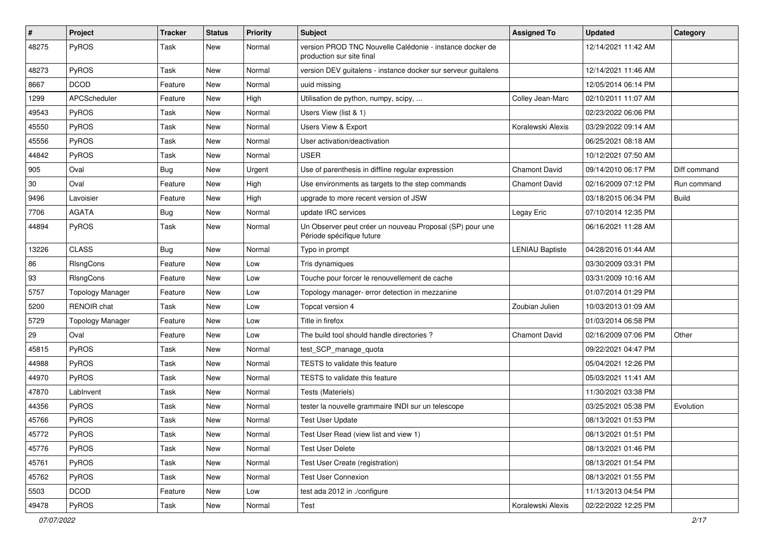| # | Project | Tracker | Status | Priority | Subject | Assigned To | Updated | Category |
|---|---|---|---|---|---|---|---|---|
| 48275 | PyROS | Task | New | Normal | version PROD TNC Nouvelle Calédonie - instance docker de production sur site final | | 12/14/2021 11:42 AM | |
| 48273 | PyROS | Task | New | Normal | version DEV guitalens - instance docker sur serveur guitalens | | 12/14/2021 11:46 AM | |
| 8667 | DCOD | Feature | New | Normal | uuid missing | | 12/05/2014 06:14 PM | |
| 1299 | APCScheduler | Feature | New | High | Utilisation de python, numpy, scipy, ... | Colley Jean-Marc | 02/10/2011 11:07 AM | |
| 49543 | PyROS | Task | New | Normal | Users View (list & 1) | | 02/23/2022 06:06 PM | |
| 45550 | PyROS | Task | New | Normal | Users View & Export | Koralewski Alexis | 03/29/2022 09:14 AM | |
| 45556 | PyROS | Task | New | Normal | User activation/deactivation | | 06/25/2021 08:18 AM | |
| 44842 | PyROS | Task | New | Normal | USER | | 10/12/2021 07:50 AM | |
| 905 | Oval | Bug | New | Urgent | Use of parenthesis in diffline regular expression | Chamont David | 09/14/2010 06:17 PM | Diff command |
| 30 | Oval | Feature | New | High | Use environments as targets to the step commands | Chamont David | 02/16/2009 07:12 PM | Run command |
| 9496 | Lavoisier | Feature | New | High | upgrade to more recent version of JSW | | 03/18/2015 06:34 PM | Build |
| 7706 | AGATA | Bug | New | Normal | update IRC services | Legay Eric | 07/10/2014 12:35 PM | |
| 44894 | PyROS | Task | New | Normal | Un Observer peut créer un nouveau Proposal (SP) pour une Période spécifique future | | 06/16/2021 11:28 AM | |
| 13226 | CLASS | Bug | New | Normal | Typo in prompt | LENIAU Baptiste | 04/28/2016 01:44 AM | |
| 86 | RlsngCons | Feature | New | Low | Tris dynamiques | | 03/30/2009 03:31 PM | |
| 93 | RlsngCons | Feature | New | Low | Touche pour forcer le renouvellement de cache | | 03/31/2009 10:16 AM | |
| 5757 | Topology Manager | Feature | New | Low | Topology manager- error detection in mezzanine | | 01/07/2014 01:29 PM | |
| 5200 | RENOIR chat | Task | New | Low | Topcat version 4 | Zoubian Julien | 10/03/2013 01:09 AM | |
| 5729 | Topology Manager | Feature | New | Low | Title in firefox | | 01/03/2014 06:58 PM | |
| 29 | Oval | Feature | New | Low | The build tool should handle directories ? | Chamont David | 02/16/2009 07:06 PM | Other |
| 45815 | PyROS | Task | New | Normal | test_SCP_manage_quota | | 09/22/2021 04:47 PM | |
| 44988 | PyROS | Task | New | Normal | TESTS to validate this feature | | 05/04/2021 12:26 PM | |
| 44970 | PyROS | Task | New | Normal | TESTS to validate this feature | | 05/03/2021 11:41 AM | |
| 47870 | LabInvent | Task | New | Normal | Tests (Materiels) | | 11/30/2021 03:38 PM | |
| 44356 | PyROS | Task | New | Normal | tester la nouvelle grammaire INDI sur un telescope | | 03/25/2021 05:38 PM | Evolution |
| 45766 | PyROS | Task | New | Normal | Test User Update | | 08/13/2021 01:53 PM | |
| 45772 | PyROS | Task | New | Normal | Test User Read (view list and view 1) | | 08/13/2021 01:51 PM | |
| 45776 | PyROS | Task | New | Normal | Test User Delete | | 08/13/2021 01:46 PM | |
| 45761 | PyROS | Task | New | Normal | Test User Create (registration) | | 08/13/2021 01:54 PM | |
| 45762 | PyROS | Task | New | Normal | Test User Connexion | | 08/13/2021 01:55 PM | |
| 5503 | DCOD | Feature | New | Low | test ada 2012 in ./configure | | 11/13/2013 04:54 PM | |
| 49478 | PyROS | Task | New | Normal | Test | Koralewski Alexis | 02/22/2022 12:25 PM | |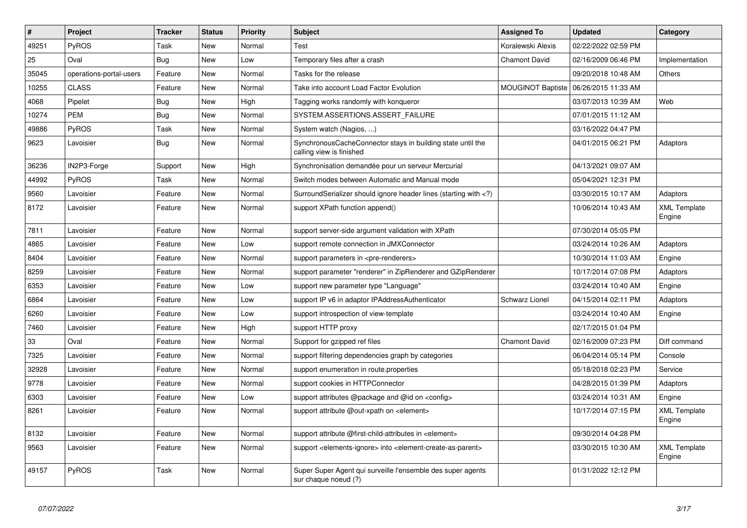| # | Project | Tracker | Status | Priority | Subject | Assigned To | Updated | Category |
| --- | --- | --- | --- | --- | --- | --- | --- | --- |
| 49251 | PyROS | Task | New | Normal | Test | Koralewski Alexis | 02/22/2022 02:59 PM | |
| 25 | Oval | Bug | New | Low | Temporary files after a crash | Chamont David | 02/16/2009 06:46 PM | Implementation |
| 35045 | operations-portal-users | Feature | New | Normal | Tasks for the release | | 09/20/2018 10:48 AM | Others |
| 10255 | CLASS | Feature | New | Normal | Take into account Load Factor Evolution | MOUGINOT Baptiste | 06/26/2015 11:33 AM | |
| 4068 | Pipelet | Bug | New | High | Tagging works randomly with konqueror | | 03/07/2013 10:39 AM | Web |
| 10274 | PEM | Bug | New | Normal | SYSTEM.ASSERTIONS.ASSERT_FAILURE | | 07/01/2015 11:12 AM | |
| 49886 | PyROS | Task | New | Normal | System watch (Nagios, ...) | | 03/16/2022 04:47 PM | |
| 9623 | Lavoisier | Bug | New | Normal | SynchronousCacheConnector stays in building state until the calling view is finished | | 04/01/2015 06:21 PM | Adaptors |
| 36236 | IN2P3-Forge | Support | New | High | Synchronisation demandée pour un serveur Mercurial | | 04/13/2021 09:07 AM | |
| 44992 | PyROS | Task | New | Normal | Switch modes between Automatic and Manual mode | | 05/04/2021 12:31 PM | |
| 9560 | Lavoisier | Feature | New | Normal | SurroundSerializer should ignore header lines (starting with <?) | | 03/30/2015 10:17 AM | Adaptors |
| 8172 | Lavoisier | Feature | New | Normal | support XPath function append() | | 10/06/2014 10:43 AM | XML Template Engine |
| 7811 | Lavoisier | Feature | New | Normal | support server-side argument validation with XPath | | 07/30/2014 05:05 PM | |
| 4865 | Lavoisier | Feature | New | Low | support remote connection in JMXConnector | | 03/24/2014 10:26 AM | Adaptors |
| 8404 | Lavoisier | Feature | New | Normal | support parameters in <pre-renderers> | | 10/30/2014 11:03 AM | Engine |
| 8259 | Lavoisier | Feature | New | Normal | support parameter "renderer" in ZipRenderer and GZipRenderer | | 10/17/2014 07:08 PM | Adaptors |
| 6353 | Lavoisier | Feature | New | Low | support new parameter type "Language" | | 03/24/2014 10:40 AM | Engine |
| 6864 | Lavoisier | Feature | New | Low | support IP v6 in adaptor IPAddressAuthenticator | Schwarz Lionel | 04/15/2014 02:11 PM | Adaptors |
| 6260 | Lavoisier | Feature | New | Low | support introspection of view-template | | 03/24/2014 10:40 AM | Engine |
| 7460 | Lavoisier | Feature | New | High | support HTTP proxy | | 02/17/2015 01:04 PM | |
| 33 | Oval | Feature | New | Normal | Support for gzipped ref files | Chamont David | 02/16/2009 07:23 PM | Diff command |
| 7325 | Lavoisier | Feature | New | Normal | support filtering dependencies graph by categories | | 06/04/2014 05:14 PM | Console |
| 32928 | Lavoisier | Feature | New | Normal | support enumeration in route.properties | | 05/18/2018 02:23 PM | Service |
| 9778 | Lavoisier | Feature | New | Normal | support cookies in HTTPConnector | | 04/28/2015 01:39 PM | Adaptors |
| 6303 | Lavoisier | Feature | New | Low | support attributes @package and @id on <config> | | 03/24/2014 10:31 AM | Engine |
| 8261 | Lavoisier | Feature | New | Normal | support attribute @out-xpath on <element> | | 10/17/2014 07:15 PM | XML Template Engine |
| 8132 | Lavoisier | Feature | New | Normal | support attribute @first-child-attributes in <element> | | 09/30/2014 04:28 PM | |
| 9563 | Lavoisier | Feature | New | Normal | support <elements-ignore> into <element-create-as-parent> | | 03/30/2015 10:30 AM | XML Template Engine |
| 49157 | PyROS | Task | New | Normal | Super Super Agent qui surveille l'ensemble des super agents sur chaque noeud (?) | | 01/31/2022 12:12 PM | |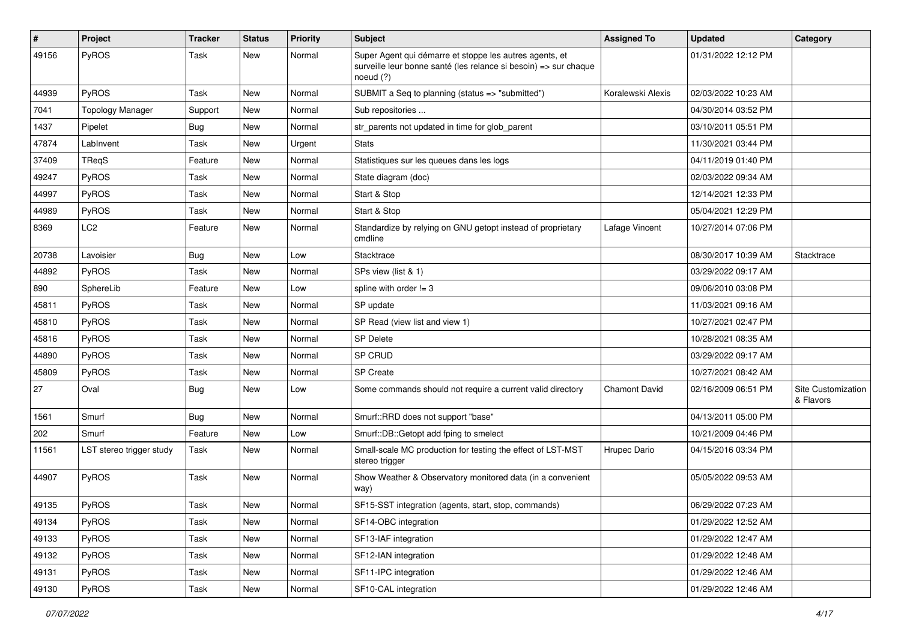| # | Project | Tracker | Status | Priority | Subject | Assigned To | Updated | Category |
|---|---|---|---|---|---|---|---|---|
| 49156 | PyROS | Task | New | Normal | Super Agent qui démarre et stoppe les autres agents, et surveille leur bonne santé (les relance si besoin) => sur chaque noeud (?) | | 01/31/2022 12:12 PM | |
| 44939 | PyROS | Task | New | Normal | SUBMIT a Seq to planning (status => "submitted") | Koralewski Alexis | 02/03/2022 10:23 AM | |
| 7041 | Topology Manager | Support | New | Normal | Sub repositories ... | | 04/30/2014 03:52 PM | |
| 1437 | Pipelet | Bug | New | Normal | str_parents not updated in time for glob_parent | | 03/10/2011 05:51 PM | |
| 47874 | LabInvent | Task | New | Urgent | Stats | | 11/30/2021 03:44 PM | |
| 37409 | TReqS | Feature | New | Normal | Statistiques sur les queues dans les logs | | 04/11/2019 01:40 PM | |
| 49247 | PyROS | Task | New | Normal | State diagram (doc) | | 02/03/2022 09:34 AM | |
| 44997 | PyROS | Task | New | Normal | Start & Stop | | 12/14/2021 12:33 PM | |
| 44989 | PyROS | Task | New | Normal | Start & Stop | | 05/04/2021 12:29 PM | |
| 8369 | LC2 | Feature | New | Normal | Standardize by relying on GNU getopt instead of proprietary cmdline | Lafage Vincent | 10/27/2014 07:06 PM | |
| 20738 | Lavoisier | Bug | New | Low | Stacktrace | | 08/30/2017 10:39 AM | Stacktrace |
| 44892 | PyROS | Task | New | Normal | SPs view (list & 1) | | 03/29/2022 09:17 AM | |
| 890 | SphereLib | Feature | New | Low | spline with order != 3 | | 09/06/2010 03:08 PM | |
| 45811 | PyROS | Task | New | Normal | SP update | | 11/03/2021 09:16 AM | |
| 45810 | PyROS | Task | New | Normal | SP Read (view list and view 1) | | 10/27/2021 02:47 PM | |
| 45816 | PyROS | Task | New | Normal | SP Delete | | 10/28/2021 08:35 AM | |
| 44890 | PyROS | Task | New | Normal | SP CRUD | | 03/29/2022 09:17 AM | |
| 45809 | PyROS | Task | New | Normal | SP Create | | 10/27/2021 08:42 AM | |
| 27 | Oval | Bug | New | Low | Some commands should not require a current valid directory | Chamont David | 02/16/2009 06:51 PM | Site Customization & Flavors |
| 1561 | Smurf | Bug | New | Normal | Smurf::RRD does not support "base" | | 04/13/2011 05:00 PM | |
| 202 | Smurf | Feature | New | Low | Smurf::DB::Getopt add fping to smelect | | 10/21/2009 04:46 PM | |
| 11561 | LST stereo trigger study | Task | New | Normal | Small-scale MC production for testing the effect of LST-MST stereo trigger | Hrupec Dario | 04/15/2016 03:34 PM | |
| 44907 | PyROS | Task | New | Normal | Show Weather & Observatory monitored data (in a convenient way) | | 05/05/2022 09:53 AM | |
| 49135 | PyROS | Task | New | Normal | SF15-SST integration (agents, start, stop, commands) | | 06/29/2022 07:23 AM | |
| 49134 | PyROS | Task | New | Normal | SF14-OBC integration | | 01/29/2022 12:52 AM | |
| 49133 | PyROS | Task | New | Normal | SF13-IAF integration | | 01/29/2022 12:47 AM | |
| 49132 | PyROS | Task | New | Normal | SF12-IAN integration | | 01/29/2022 12:48 AM | |
| 49131 | PyROS | Task | New | Normal | SF11-IPC integration | | 01/29/2022 12:46 AM | |
| 49130 | PyROS | Task | New | Normal | SF10-CAL integration | | 01/29/2022 12:46 AM | |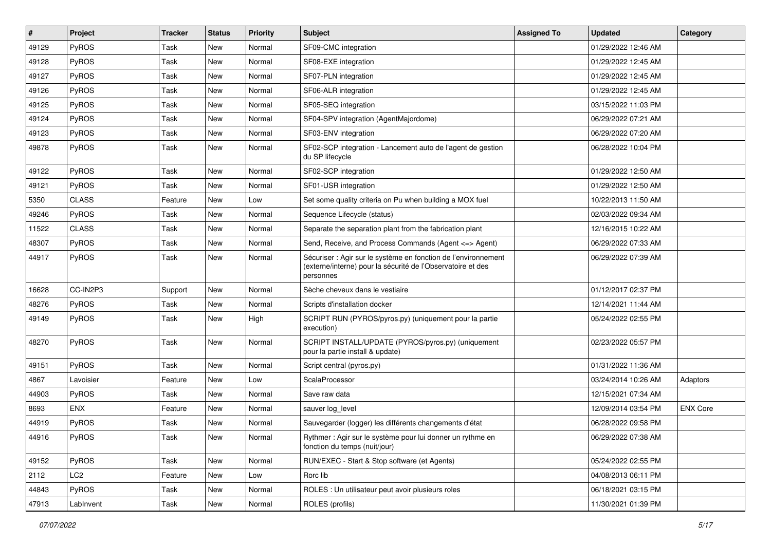| # | Project | Tracker | Status | Priority | Subject | Assigned To | Updated | Category |
|---|---|---|---|---|---|---|---|---|
| 49129 | PyROS | Task | New | Normal | SF09-CMC integration | | 01/29/2022 12:46 AM | |
| 49128 | PyROS | Task | New | Normal | SF08-EXE integration | | 01/29/2022 12:45 AM | |
| 49127 | PyROS | Task | New | Normal | SF07-PLN integration | | 01/29/2022 12:45 AM | |
| 49126 | PyROS | Task | New | Normal | SF06-ALR integration | | 01/29/2022 12:45 AM | |
| 49125 | PyROS | Task | New | Normal | SF05-SEQ integration | | 03/15/2022 11:03 PM | |
| 49124 | PyROS | Task | New | Normal | SF04-SPV integration (AgentMajordome) | | 06/29/2022 07:21 AM | |
| 49123 | PyROS | Task | New | Normal | SF03-ENV integration | | 06/29/2022 07:20 AM | |
| 49878 | PyROS | Task | New | Normal | SF02-SCP integration - Lancement auto de l'agent de gestion du SP lifecycle | | 06/28/2022 10:04 PM | |
| 49122 | PyROS | Task | New | Normal | SF02-SCP integration | | 01/29/2022 12:50 AM | |
| 49121 | PyROS | Task | New | Normal | SF01-USR integration | | 01/29/2022 12:50 AM | |
| 5350 | CLASS | Feature | New | Low | Set some quality criteria on Pu when building a MOX fuel | | 10/22/2013 11:50 AM | |
| 49246 | PyROS | Task | New | Normal | Sequence Lifecycle (status) | | 02/03/2022 09:34 AM | |
| 11522 | CLASS | Task | New | Normal | Separate the separation plant from the fabrication plant | | 12/16/2015 10:22 AM | |
| 48307 | PyROS | Task | New | Normal | Send, Receive, and Process Commands (Agent <=> Agent) | | 06/29/2022 07:33 AM | |
| 44917 | PyROS | Task | New | Normal | Sécuriser : Agir sur le système en fonction de l'environnement (externe/interne) pour la sécurité de l'Observatoire et des personnes | | 06/29/2022 07:39 AM | |
| 16628 | CC-IN2P3 | Support | New | Normal | Sèche cheveux dans le vestiaire | | 01/12/2017 02:37 PM | |
| 48276 | PyROS | Task | New | Normal | Scripts d'installation docker | | 12/14/2021 11:44 AM | |
| 49149 | PyROS | Task | New | High | SCRIPT RUN (PYROS/pyros.py) (uniquement pour la partie execution) | | 05/24/2022 02:55 PM | |
| 48270 | PyROS | Task | New | Normal | SCRIPT INSTALL/UPDATE (PYROS/pyros.py) (uniquement pour la partie install & update) | | 02/23/2022 05:57 PM | |
| 49151 | PyROS | Task | New | Normal | Script central (pyros.py) | | 01/31/2022 11:36 AM | |
| 4867 | Lavoisier | Feature | New | Low | ScalaProcessor | | 03/24/2014 10:26 AM | Adaptors |
| 44903 | PyROS | Task | New | Normal | Save raw data | | 12/15/2021 07:34 AM | |
| 8693 | ENX | Feature | New | Normal | sauver log_level | | 12/09/2014 03:54 PM | ENX Core |
| 44919 | PyROS | Task | New | Normal | Sauvegarder (logger) les différents changements d'état | | 06/28/2022 09:58 PM | |
| 44916 | PyROS | Task | New | Normal | Rythmer : Agir sur le système pour lui donner un rythme en fonction du temps (nuit/jour) | | 06/29/2022 07:38 AM | |
| 49152 | PyROS | Task | New | Normal | RUN/EXEC - Start & Stop software (et Agents) | | 05/24/2022 02:55 PM | |
| 2112 | LC2 | Feature | New | Low | Rorc lib | | 04/08/2013 06:11 PM | |
| 44843 | PyROS | Task | New | Normal | ROLES : Un utilisateur peut avoir plusieurs roles | | 06/18/2021 03:15 PM | |
| 47913 | LabInvent | Task | New | Normal | ROLES (profils) | | 11/30/2021 01:39 PM | |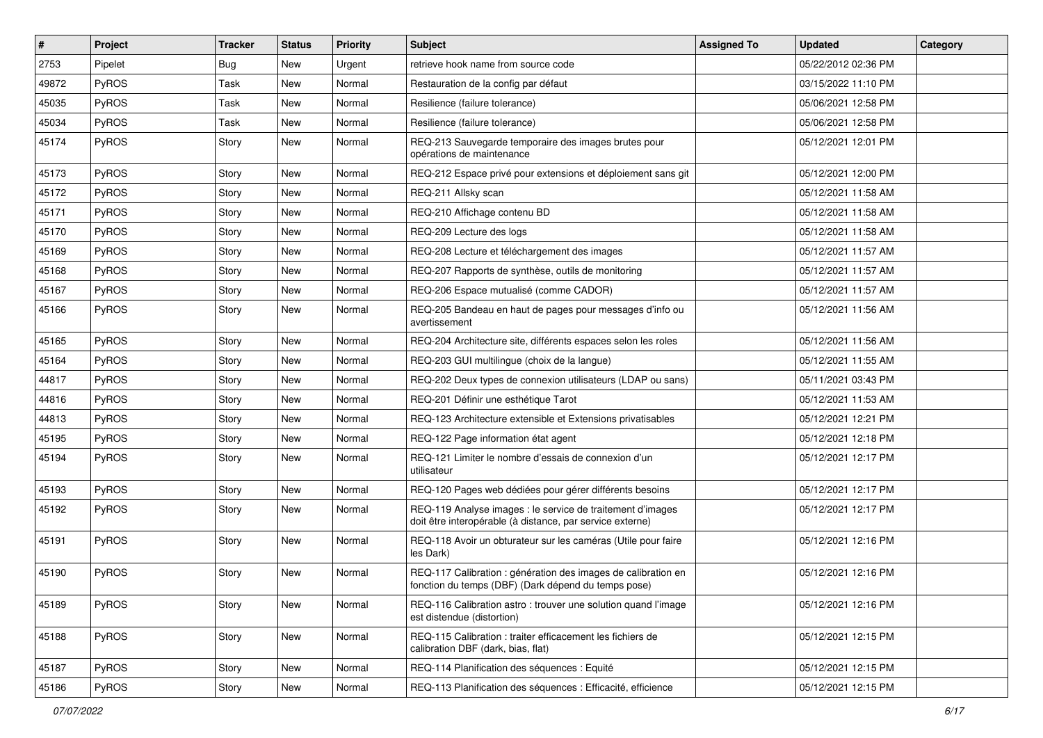| # | Project | Tracker | Status | Priority | Subject | Assigned To | Updated | Category |
|---|---|---|---|---|---|---|---|---|
| 2753 | Pipelet | Bug | New | Urgent | retrieve hook name from source code | | 05/22/2012 02:36 PM | |
| 49872 | PyROS | Task | New | Normal | Restauration de la config par défaut | | 03/15/2022 11:10 PM | |
| 45035 | PyROS | Task | New | Normal | Resilience (failure tolerance) | | 05/06/2021 12:58 PM | |
| 45034 | PyROS | Task | New | Normal | Resilience (failure tolerance) | | 05/06/2021 12:58 PM | |
| 45174 | PyROS | Story | New | Normal | REQ-213 Sauvegarde temporaire des images brutes pour opérations de maintenance | | 05/12/2021 12:01 PM | |
| 45173 | PyROS | Story | New | Normal | REQ-212 Espace privé pour extensions et déploiement sans git | | 05/12/2021 12:00 PM | |
| 45172 | PyROS | Story | New | Normal | REQ-211 Allsky scan | | 05/12/2021 11:58 AM | |
| 45171 | PyROS | Story | New | Normal | REQ-210 Affichage contenu BD | | 05/12/2021 11:58 AM | |
| 45170 | PyROS | Story | New | Normal | REQ-209 Lecture des logs | | 05/12/2021 11:58 AM | |
| 45169 | PyROS | Story | New | Normal | REQ-208 Lecture et téléchargement des images | | 05/12/2021 11:57 AM | |
| 45168 | PyROS | Story | New | Normal | REQ-207 Rapports de synthèse, outils de monitoring | | 05/12/2021 11:57 AM | |
| 45167 | PyROS | Story | New | Normal | REQ-206 Espace mutualisé (comme CADOR) | | 05/12/2021 11:57 AM | |
| 45166 | PyROS | Story | New | Normal | REQ-205 Bandeau en haut de pages pour messages d'info ou avertissement | | 05/12/2021 11:56 AM | |
| 45165 | PyROS | Story | New | Normal | REQ-204 Architecture site, différents espaces selon les roles | | 05/12/2021 11:56 AM | |
| 45164 | PyROS | Story | New | Normal | REQ-203 GUI multilingue (choix de la langue) | | 05/12/2021 11:55 AM | |
| 44817 | PyROS | Story | New | Normal | REQ-202 Deux types de connexion utilisateurs (LDAP ou sans) | | 05/11/2021 03:43 PM | |
| 44816 | PyROS | Story | New | Normal | REQ-201 Définir une esthétique Tarot | | 05/12/2021 11:53 AM | |
| 44813 | PyROS | Story | New | Normal | REQ-123 Architecture extensible et Extensions privatisables | | 05/12/2021 12:21 PM | |
| 45195 | PyROS | Story | New | Normal | REQ-122 Page information état agent | | 05/12/2021 12:18 PM | |
| 45194 | PyROS | Story | New | Normal | REQ-121 Limiter le nombre d'essais de connexion d'un utilisateur | | 05/12/2021 12:17 PM | |
| 45193 | PyROS | Story | New | Normal | REQ-120 Pages web dédiées pour gérer différents besoins | | 05/12/2021 12:17 PM | |
| 45192 | PyROS | Story | New | Normal | REQ-119 Analyse images : le service de traitement d'images doit être interopérable (à distance, par service externe) | | 05/12/2021 12:17 PM | |
| 45191 | PyROS | Story | New | Normal | REQ-118 Avoir un obturateur sur les caméras (Utile pour faire les Dark) | | 05/12/2021 12:16 PM | |
| 45190 | PyROS | Story | New | Normal | REQ-117 Calibration : génération des images de calibration en fonction du temps (DBF) (Dark dépend du temps pose) | | 05/12/2021 12:16 PM | |
| 45189 | PyROS | Story | New | Normal | REQ-116 Calibration astro : trouver une solution quand l'image est distendue (distortion) | | 05/12/2021 12:16 PM | |
| 45188 | PyROS | Story | New | Normal | REQ-115 Calibration : traiter efficacement les fichiers de calibration DBF (dark, bias, flat) | | 05/12/2021 12:15 PM | |
| 45187 | PyROS | Story | New | Normal | REQ-114 Planification des séquences : Equité | | 05/12/2021 12:15 PM | |
| 45186 | PyROS | Story | New | Normal | REQ-113 Planification des séquences : Efficacité, efficience | | 05/12/2021 12:15 PM | |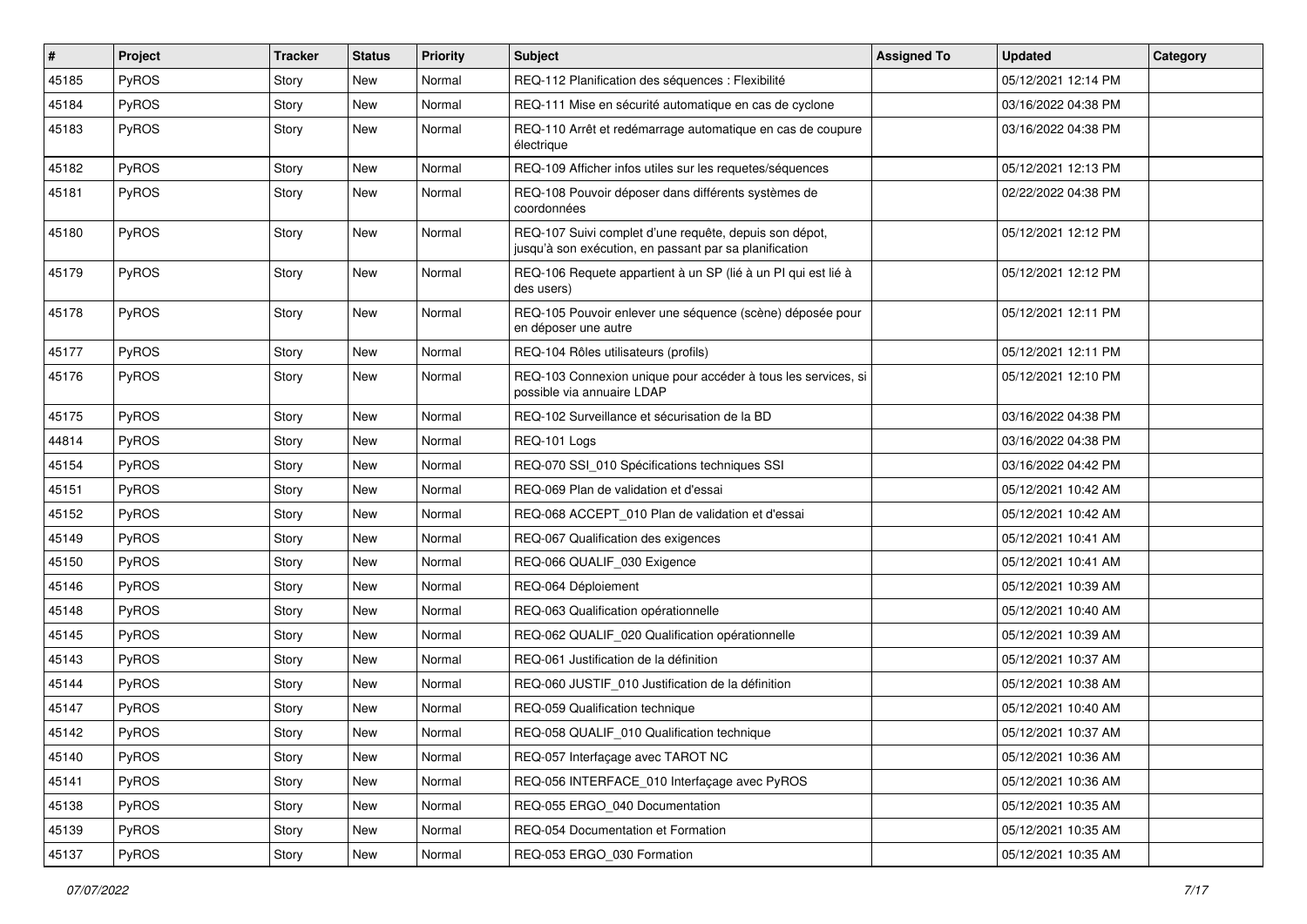| # | Project | Tracker | Status | Priority | Subject | Assigned To | Updated | Category |
|---|---|---|---|---|---|---|---|---|
| 45185 | PyROS | Story | New | Normal | REQ-112 Planification des séquences : Flexibilité | | 05/12/2021 12:14 PM | |
| 45184 | PyROS | Story | New | Normal | REQ-111 Mise en sécurité automatique en cas de cyclone | | 03/16/2022 04:38 PM | |
| 45183 | PyROS | Story | New | Normal | REQ-110 Arrêt et redémarrage automatique en cas de coupure électrique | | 03/16/2022 04:38 PM | |
| 45182 | PyROS | Story | New | Normal | REQ-109 Afficher infos utiles sur les requetes/séquences | | 05/12/2021 12:13 PM | |
| 45181 | PyROS | Story | New | Normal | REQ-108 Pouvoir déposer dans différents systèmes de coordonnées | | 02/22/2022 04:38 PM | |
| 45180 | PyROS | Story | New | Normal | REQ-107 Suivi complet d'une requête, depuis son dépot, jusqu'à son exécution, en passant par sa planification | | 05/12/2021 12:12 PM | |
| 45179 | PyROS | Story | New | Normal | REQ-106 Requete appartient à un SP (lié à un PI qui est lié à des users) | | 05/12/2021 12:12 PM | |
| 45178 | PyROS | Story | New | Normal | REQ-105 Pouvoir enlever une séquence (scène) déposée pour en déposer une autre | | 05/12/2021 12:11 PM | |
| 45177 | PyROS | Story | New | Normal | REQ-104 Rôles utilisateurs (profils) | | 05/12/2021 12:11 PM | |
| 45176 | PyROS | Story | New | Normal | REQ-103 Connexion unique pour accéder à tous les services, si possible via annuaire LDAP | | 05/12/2021 12:10 PM | |
| 45175 | PyROS | Story | New | Normal | REQ-102 Surveillance et sécurisation de la BD | | 03/16/2022 04:38 PM | |
| 44814 | PyROS | Story | New | Normal | REQ-101 Logs | | 03/16/2022 04:38 PM | |
| 45154 | PyROS | Story | New | Normal | REQ-070 SSI_010 Spécifications techniques SSI | | 03/16/2022 04:42 PM | |
| 45151 | PyROS | Story | New | Normal | REQ-069 Plan de validation et d'essai | | 05/12/2021 10:42 AM | |
| 45152 | PyROS | Story | New | Normal | REQ-068 ACCEPT_010 Plan de validation et d'essai | | 05/12/2021 10:42 AM | |
| 45149 | PyROS | Story | New | Normal | REQ-067 Qualification des exigences | | 05/12/2021 10:41 AM | |
| 45150 | PyROS | Story | New | Normal | REQ-066 QUALIF_030 Exigence | | 05/12/2021 10:41 AM | |
| 45146 | PyROS | Story | New | Normal | REQ-064 Déploiement | | 05/12/2021 10:39 AM | |
| 45148 | PyROS | Story | New | Normal | REQ-063 Qualification opérationnelle | | 05/12/2021 10:40 AM | |
| 45145 | PyROS | Story | New | Normal | REQ-062 QUALIF_020 Qualification opérationnelle | | 05/12/2021 10:39 AM | |
| 45143 | PyROS | Story | New | Normal | REQ-061 Justification de la définition | | 05/12/2021 10:37 AM | |
| 45144 | PyROS | Story | New | Normal | REQ-060 JUSTIF_010 Justification de la définition | | 05/12/2021 10:38 AM | |
| 45147 | PyROS | Story | New | Normal | REQ-059 Qualification technique | | 05/12/2021 10:40 AM | |
| 45142 | PyROS | Story | New | Normal | REQ-058 QUALIF_010 Qualification technique | | 05/12/2021 10:37 AM | |
| 45140 | PyROS | Story | New | Normal | REQ-057 Interfaçage avec TAROT NC | | 05/12/2021 10:36 AM | |
| 45141 | PyROS | Story | New | Normal | REQ-056 INTERFACE_010 Interfaçage avec PyROS | | 05/12/2021 10:36 AM | |
| 45138 | PyROS | Story | New | Normal | REQ-055 ERGO_040 Documentation | | 05/12/2021 10:35 AM | |
| 45139 | PyROS | Story | New | Normal | REQ-054 Documentation et Formation | | 05/12/2021 10:35 AM | |
| 45137 | PyROS | Story | New | Normal | REQ-053 ERGO_030 Formation | | 05/12/2021 10:35 AM | |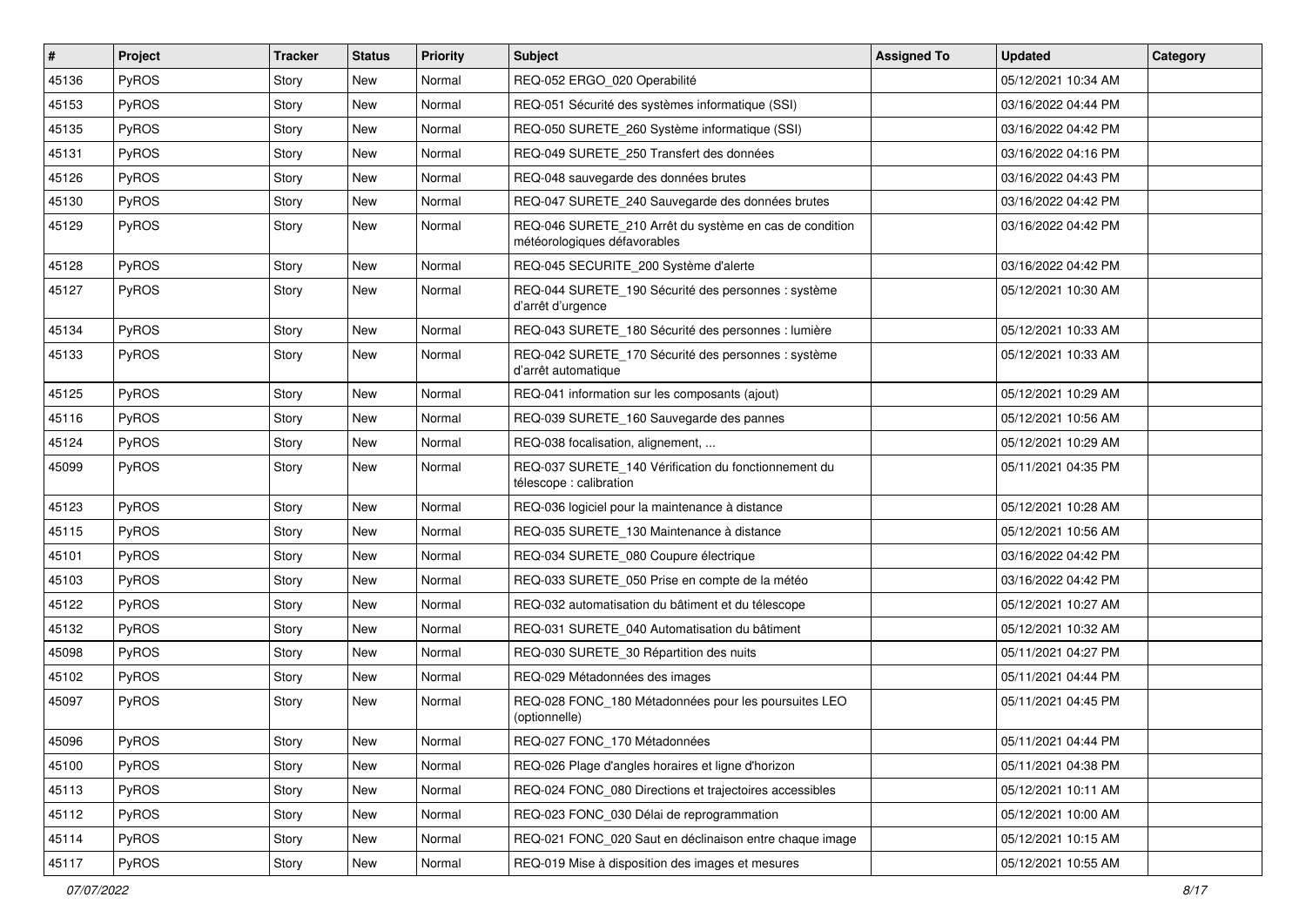| # | Project | Tracker | Status | Priority | Subject | Assigned To | Updated | Category |
|---|---|---|---|---|---|---|---|---|
| 45136 | PyROS | Story | New | Normal | REQ-052 ERGO_020 Operabilité | | 05/12/2021 10:34 AM | |
| 45153 | PyROS | Story | New | Normal | REQ-051 Sécurité des systèmes informatique (SSI) | | 03/16/2022 04:44 PM | |
| 45135 | PyROS | Story | New | Normal | REQ-050 SURETE_260 Système informatique (SSI) | | 03/16/2022 04:42 PM | |
| 45131 | PyROS | Story | New | Normal | REQ-049 SURETE_250 Transfert des données | | 03/16/2022 04:16 PM | |
| 45126 | PyROS | Story | New | Normal | REQ-048 sauvegarde des données brutes | | 03/16/2022 04:43 PM | |
| 45130 | PyROS | Story | New | Normal | REQ-047 SURETE_240 Sauvegarde des données brutes | | 03/16/2022 04:42 PM | |
| 45129 | PyROS | Story | New | Normal | REQ-046 SURETE_210 Arrêt du système en cas de condition météorologiques défavorables | | 03/16/2022 04:42 PM | |
| 45128 | PyROS | Story | New | Normal | REQ-045 SECURITE_200 Système d'alerte | | 03/16/2022 04:42 PM | |
| 45127 | PyROS | Story | New | Normal | REQ-044 SURETE_190 Sécurité des personnes : système d'arrêt d'urgence | | 05/12/2021 10:30 AM | |
| 45134 | PyROS | Story | New | Normal | REQ-043 SURETE_180 Sécurité des personnes : lumière | | 05/12/2021 10:33 AM | |
| 45133 | PyROS | Story | New | Normal | REQ-042 SURETE_170 Sécurité des personnes : système d'arrêt automatique | | 05/12/2021 10:33 AM | |
| 45125 | PyROS | Story | New | Normal | REQ-041 information sur les composants (ajout) | | 05/12/2021 10:29 AM | |
| 45116 | PyROS | Story | New | Normal | REQ-039 SURETE_160 Sauvegarde des pannes | | 05/12/2021 10:56 AM | |
| 45124 | PyROS | Story | New | Normal | REQ-038 focalisation, alignement, ... | | 05/12/2021 10:29 AM | |
| 45099 | PyROS | Story | New | Normal | REQ-037 SURETE_140 Vérification du fonctionnement du télescope : calibration | | 05/11/2021 04:35 PM | |
| 45123 | PyROS | Story | New | Normal | REQ-036 logiciel pour la maintenance à distance | | 05/12/2021 10:28 AM | |
| 45115 | PyROS | Story | New | Normal | REQ-035 SURETE_130 Maintenance à distance | | 05/12/2021 10:56 AM | |
| 45101 | PyROS | Story | New | Normal | REQ-034 SURETE_080 Coupure électrique | | 03/16/2022 04:42 PM | |
| 45103 | PyROS | Story | New | Normal | REQ-033 SURETE_050 Prise en compte de la météo | | 03/16/2022 04:42 PM | |
| 45122 | PyROS | Story | New | Normal | REQ-032 automatisation du bâtiment et du télescope | | 05/12/2021 10:27 AM | |
| 45132 | PyROS | Story | New | Normal | REQ-031 SURETE_040 Automatisation du bâtiment | | 05/12/2021 10:32 AM | |
| 45098 | PyROS | Story | New | Normal | REQ-030 SURETE_30 Répartition des nuits | | 05/11/2021 04:27 PM | |
| 45102 | PyROS | Story | New | Normal | REQ-029 Métadonnées des images | | 05/11/2021 04:44 PM | |
| 45097 | PyROS | Story | New | Normal | REQ-028 FONC_180 Métadonnées pour les poursuites LEO (optionnelle) | | 05/11/2021 04:45 PM | |
| 45096 | PyROS | Story | New | Normal | REQ-027 FONC_170 Métadonnées | | 05/11/2021 04:44 PM | |
| 45100 | PyROS | Story | New | Normal | REQ-026 Plage d'angles horaires et ligne d'horizon | | 05/11/2021 04:38 PM | |
| 45113 | PyROS | Story | New | Normal | REQ-024 FONC_080 Directions et trajectoires accessibles | | 05/12/2021 10:11 AM | |
| 45112 | PyROS | Story | New | Normal | REQ-023 FONC_030 Délai de reprogrammation | | 05/12/2021 10:00 AM | |
| 45114 | PyROS | Story | New | Normal | REQ-021 FONC_020 Saut en déclinaison entre chaque image | | 05/12/2021 10:15 AM | |
| 45117 | PyROS | Story | New | Normal | REQ-019 Mise à disposition des images et mesures | | 05/12/2021 10:55 AM | |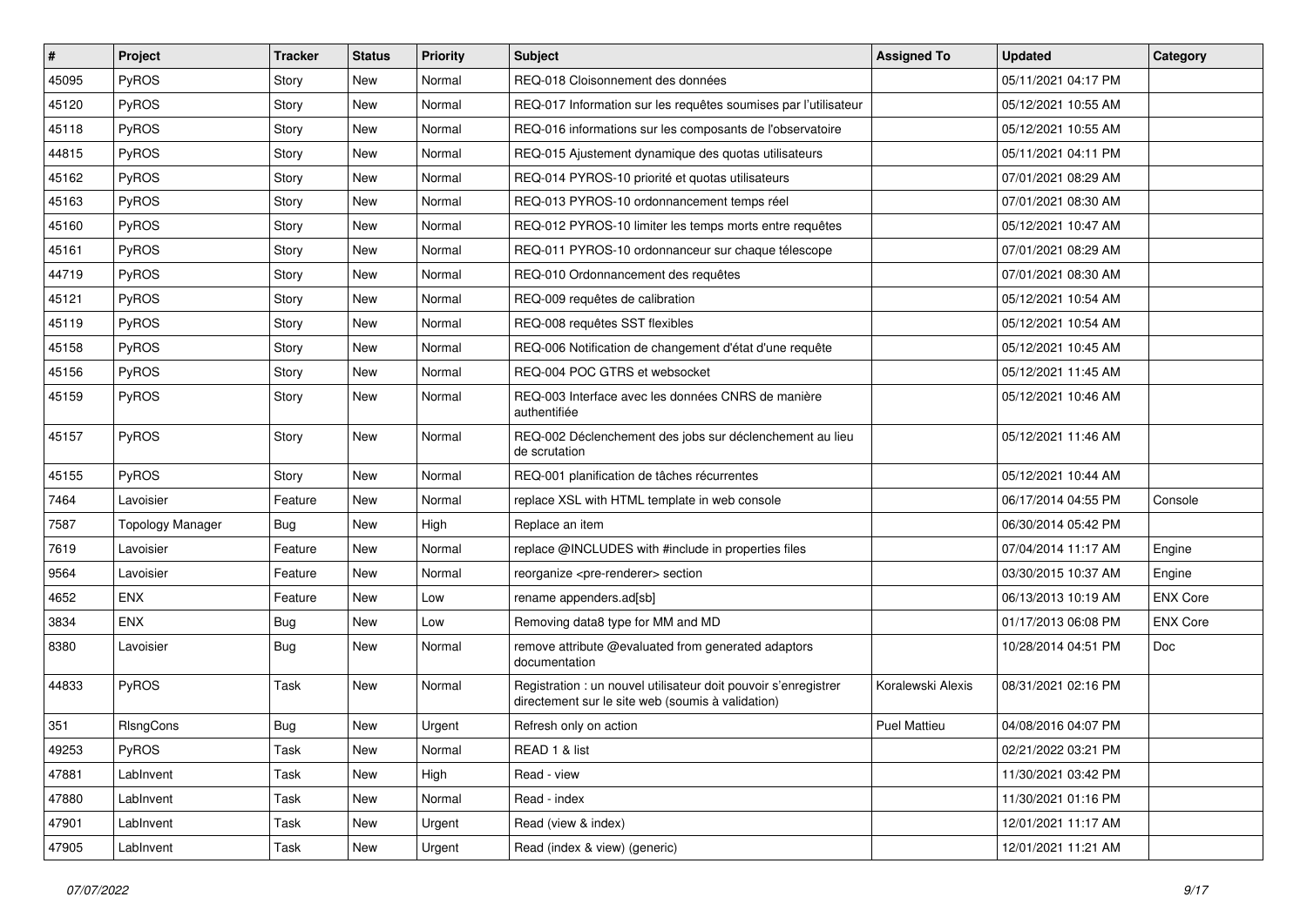| # | Project | Tracker | Status | Priority | Subject | Assigned To | Updated | Category |
|---|---|---|---|---|---|---|---|---|
| 45095 | PyROS | Story | New | Normal | REQ-018 Cloisonnement des données | | 05/11/2021 04:17 PM | |
| 45120 | PyROS | Story | New | Normal | REQ-017 Information sur les requêtes soumises par l'utilisateur | | 05/12/2021 10:55 AM | |
| 45118 | PyROS | Story | New | Normal | REQ-016 informations sur les composants de l'observatoire | | 05/12/2021 10:55 AM | |
| 44815 | PyROS | Story | New | Normal | REQ-015 Ajustement dynamique des quotas utilisateurs | | 05/11/2021 04:11 PM | |
| 45162 | PyROS | Story | New | Normal | REQ-014 PYROS-10 priorité et quotas utilisateurs | | 07/01/2021 08:29 AM | |
| 45163 | PyROS | Story | New | Normal | REQ-013 PYROS-10 ordonnancement temps réel | | 07/01/2021 08:30 AM | |
| 45160 | PyROS | Story | New | Normal | REQ-012 PYROS-10 limiter les temps morts entre requêtes | | 05/12/2021 10:47 AM | |
| 45161 | PyROS | Story | New | Normal | REQ-011 PYROS-10 ordonnanceur sur chaque télescope | | 07/01/2021 08:29 AM | |
| 44719 | PyROS | Story | New | Normal | REQ-010 Ordonnancement des requêtes | | 07/01/2021 08:30 AM | |
| 45121 | PyROS | Story | New | Normal | REQ-009 requêtes de calibration | | 05/12/2021 10:54 AM | |
| 45119 | PyROS | Story | New | Normal | REQ-008 requêtes SST flexibles | | 05/12/2021 10:54 AM | |
| 45158 | PyROS | Story | New | Normal | REQ-006 Notification de changement d'état d'une requête | | 05/12/2021 10:45 AM | |
| 45156 | PyROS | Story | New | Normal | REQ-004 POC GTRS et websocket | | 05/12/2021 11:45 AM | |
| 45159 | PyROS | Story | New | Normal | REQ-003 Interface avec les données CNRS de manière authentifiée | | 05/12/2021 10:46 AM | |
| 45157 | PyROS | Story | New | Normal | REQ-002 Déclenchement des jobs sur déclenchement au lieu de scrutation | | 05/12/2021 11:46 AM | |
| 45155 | PyROS | Story | New | Normal | REQ-001 planification de tâches récurrentes | | 05/12/2021 10:44 AM | |
| 7464 | Lavoisier | Feature | New | Normal | replace XSL with HTML template in web console | | 06/17/2014 04:55 PM | Console |
| 7587 | Topology Manager | Bug | New | High | Replace an item | | 06/30/2014 05:42 PM | |
| 7619 | Lavoisier | Feature | New | Normal | replace @INCLUDES with #include in properties files | | 07/04/2014 11:17 AM | Engine |
| 9564 | Lavoisier | Feature | New | Normal | reorganize <pre-renderer> section | | 03/30/2015 10:37 AM | Engine |
| 4652 | ENX | Feature | New | Low | rename appenders.ad[sb] | | 06/13/2013 10:19 AM | ENX Core |
| 3834 | ENX | Bug | New | Low | Removing data8 type for MM and MD | | 01/17/2013 06:08 PM | ENX Core |
| 8380 | Lavoisier | Bug | New | Normal | remove attribute @evaluated from generated adaptors documentation | | 10/28/2014 04:51 PM | Doc |
| 44833 | PyROS | Task | New | Normal | Registration : un nouvel utilisateur doit pouvoir s'enregistrer directement sur le site web (soumis à validation) | Koralewski Alexis | 08/31/2021 02:16 PM | |
| 351 | RIsngCons | Bug | New | Urgent | Refresh only on action | Puel Mattieu | 04/08/2016 04:07 PM | |
| 49253 | PyROS | Task | New | Normal | READ 1 & list | | 02/21/2022 03:21 PM | |
| 47881 | LabInvent | Task | New | High | Read - view | | 11/30/2021 03:42 PM | |
| 47880 | LabInvent | Task | New | Normal | Read - index | | 11/30/2021 01:16 PM | |
| 47901 | LabInvent | Task | New | Urgent | Read (view & index) | | 12/01/2021 11:17 AM | |
| 47905 | LabInvent | Task | New | Urgent | Read (index & view) (generic) | | 12/01/2021 11:21 AM | |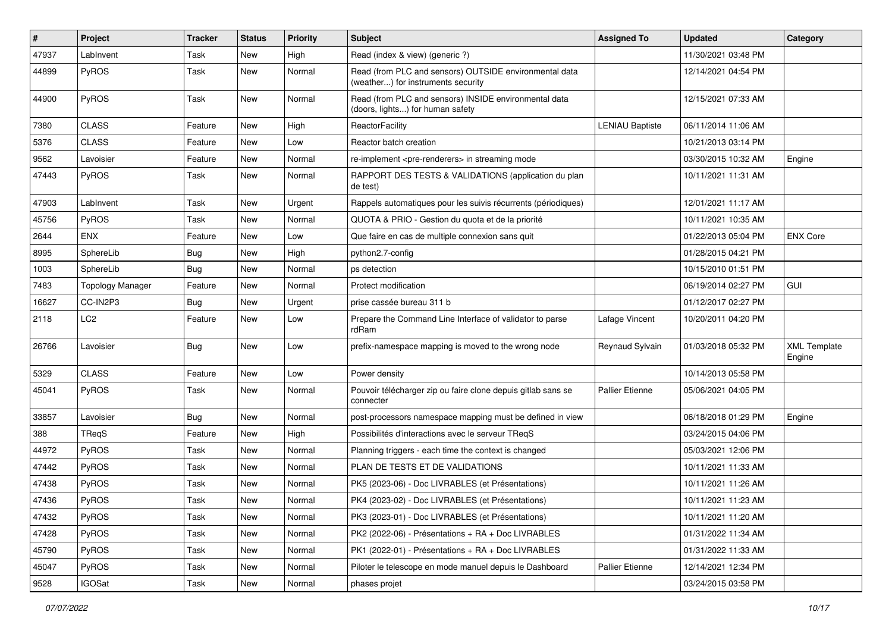| # | Project | Tracker | Status | Priority | Subject | Assigned To | Updated | Category |
|---|---|---|---|---|---|---|---|---|
| 47937 | LabInvent | Task | New | High | Read (index & view) (generic ?) | | 11/30/2021 03:48 PM | |
| 44899 | PyROS | Task | New | Normal | Read (from PLC and sensors) OUTSIDE environmental data (weather...) for instruments security | | 12/14/2021 04:54 PM | |
| 44900 | PyROS | Task | New | Normal | Read (from PLC and sensors) INSIDE environmental data (doors, lights...) for human safety | | 12/15/2021 07:33 AM | |
| 7380 | CLASS | Feature | New | High | ReactorFacility | LENIAU Baptiste | 06/11/2014 11:06 AM | |
| 5376 | CLASS | Feature | New | Low | Reactor batch creation | | 10/21/2013 03:14 PM | |
| 9562 | Lavoisier | Feature | New | Normal | re-implement <pre-renderers> in streaming mode | | 03/30/2015 10:32 AM | Engine |
| 47443 | PyROS | Task | New | Normal | RAPPORT DES TESTS & VALIDATIONS (application du plan de test) | | 10/11/2021 11:31 AM | |
| 47903 | LabInvent | Task | New | Urgent | Rappels automatiques pour les suivis récurrents (périodiques) | | 12/01/2021 11:17 AM | |
| 45756 | PyROS | Task | New | Normal | QUOTA & PRIO - Gestion du quota et de la priorité | | 10/11/2021 10:35 AM | |
| 2644 | ENX | Feature | New | Low | Que faire en cas de multiple connexion sans quit | | 01/22/2013 05:04 PM | ENX Core |
| 8995 | SphereLib | Bug | New | High | python2.7-config | | 01/28/2015 04:21 PM | |
| 1003 | SphereLib | Bug | New | Normal | ps detection | | 10/15/2010 01:51 PM | |
| 7483 | Topology Manager | Feature | New | Normal | Protect modification | | 06/19/2014 02:27 PM | GUI |
| 16627 | CC-IN2P3 | Bug | New | Urgent | prise cassée bureau 311 b | | 01/12/2017 02:27 PM | |
| 2118 | LC2 | Feature | New | Low | Prepare the Command Line Interface of validator to parse rdRam | Lafage Vincent | 10/20/2011 04:20 PM | |
| 26766 | Lavoisier | Bug | New | Low | prefix-namespace mapping is moved to the wrong node | Reynaud Sylvain | 01/03/2018 05:32 PM | XML Template Engine |
| 5329 | CLASS | Feature | New | Low | Power density | | 10/14/2013 05:58 PM | |
| 45041 | PyROS | Task | New | Normal | Pouvoir télécharger zip ou faire clone depuis gitlab sans se connecter | Pallier Etienne | 05/06/2021 04:05 PM | |
| 33857 | Lavoisier | Bug | New | Normal | post-processors namespace mapping must be defined in view | | 06/18/2018 01:29 PM | Engine |
| 388 | TReqS | Feature | New | High | Possibilités d'interactions avec le serveur TReqS | | 03/24/2015 04:06 PM | |
| 44972 | PyROS | Task | New | Normal | Planning triggers - each time the context is changed | | 05/03/2021 12:06 PM | |
| 47442 | PyROS | Task | New | Normal | PLAN DE TESTS ET DE VALIDATIONS | | 10/11/2021 11:33 AM | |
| 47438 | PyROS | Task | New | Normal | PK5 (2023-06) - Doc LIVRABLES (et Présentations) | | 10/11/2021 11:26 AM | |
| 47436 | PyROS | Task | New | Normal | PK4 (2023-02) - Doc LIVRABLES (et Présentations) | | 10/11/2021 11:23 AM | |
| 47432 | PyROS | Task | New | Normal | PK3 (2023-01) - Doc LIVRABLES (et Présentations) | | 10/11/2021 11:20 AM | |
| 47428 | PyROS | Task | New | Normal | PK2 (2022-06) - Présentations + RA + Doc LIVRABLES | | 01/31/2022 11:34 AM | |
| 45790 | PyROS | Task | New | Normal | PK1 (2022-01) - Présentations + RA + Doc LIVRABLES | | 01/31/2022 11:33 AM | |
| 45047 | PyROS | Task | New | Normal | Piloter le telescope en mode manuel depuis le Dashboard | Pallier Etienne | 12/14/2021 12:34 PM | |
| 9528 | IGOSat | Task | New | Normal | phases projet | | 03/24/2015 03:58 PM | |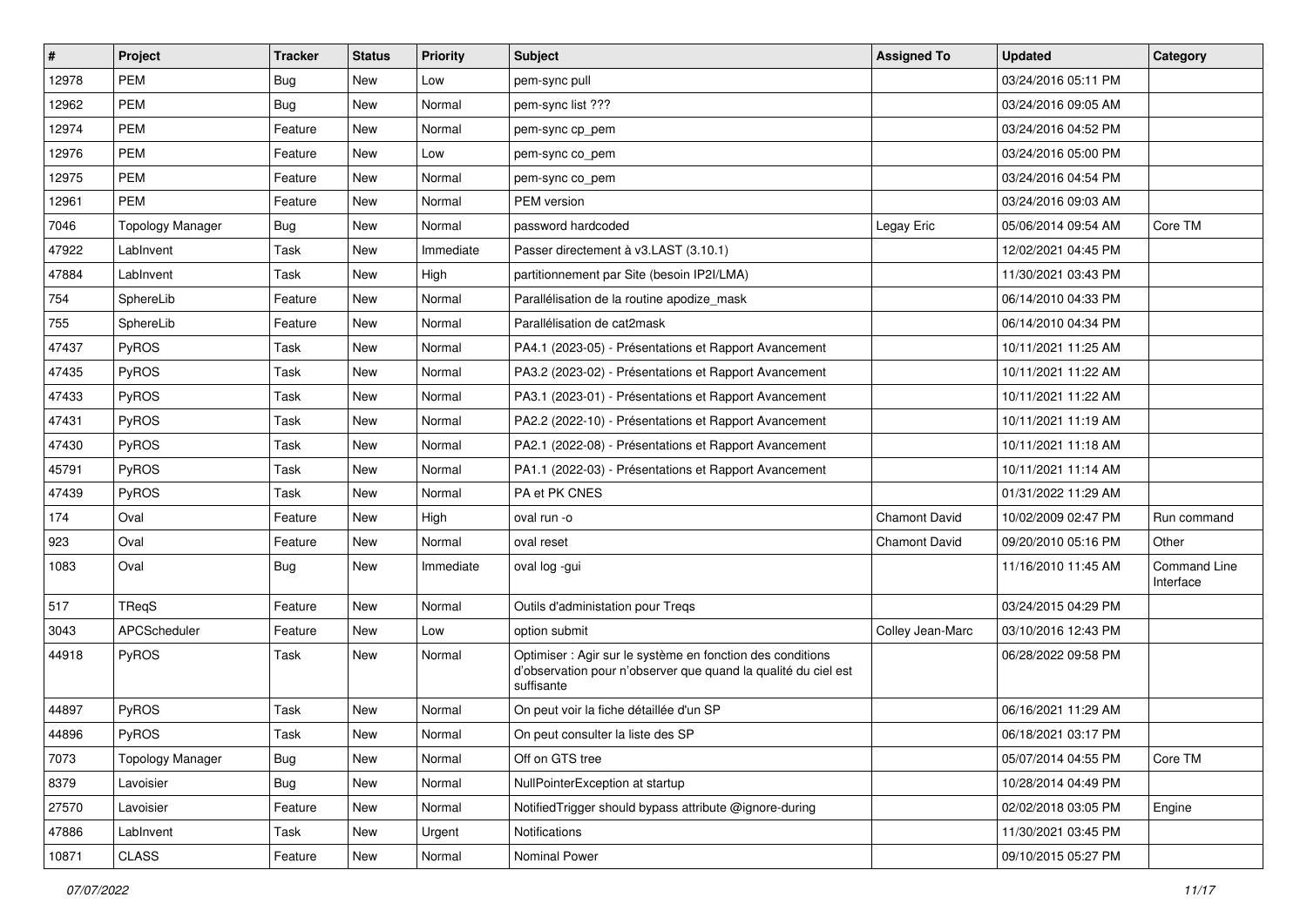| # | Project | Tracker | Status | Priority | Subject | Assigned To | Updated | Category |
|---|---|---|---|---|---|---|---|---|
| 12978 | PEM | Bug | New | Low | pem-sync pull | | 03/24/2016 05:11 PM | |
| 12962 | PEM | Bug | New | Normal | pem-sync list ??? | | 03/24/2016 09:05 AM | |
| 12974 | PEM | Feature | New | Normal | pem-sync cp_pem | | 03/24/2016 04:52 PM | |
| 12976 | PEM | Feature | New | Low | pem-sync co_pem | | 03/24/2016 05:00 PM | |
| 12975 | PEM | Feature | New | Normal | pem-sync co_pem | | 03/24/2016 04:54 PM | |
| 12961 | PEM | Feature | New | Normal | PEM version | | 03/24/2016 09:03 AM | |
| 7046 | Topology Manager | Bug | New | Normal | password hardcoded | Legay Eric | 05/06/2014 09:54 AM | Core TM |
| 47922 | LabInvent | Task | New | Immediate | Passer directement à v3.LAST (3.10.1) | | 12/02/2021 04:45 PM | |
| 47884 | LabInvent | Task | New | High | partitionnement par Site (besoin IP2I/LMA) | | 11/30/2021 03:43 PM | |
| 754 | SphereLib | Feature | New | Normal | Parallélisation de la routine apodize_mask | | 06/14/2010 04:33 PM | |
| 755 | SphereLib | Feature | New | Normal | Parallélisation de cat2mask | | 06/14/2010 04:34 PM | |
| 47437 | PyROS | Task | New | Normal | PA4.1 (2023-05) - Présentations et Rapport Avancement | | 10/11/2021 11:25 AM | |
| 47435 | PyROS | Task | New | Normal | PA3.2 (2023-02) - Présentations et Rapport Avancement | | 10/11/2021 11:22 AM | |
| 47433 | PyROS | Task | New | Normal | PA3.1 (2023-01) - Présentations et Rapport Avancement | | 10/11/2021 11:22 AM | |
| 47431 | PyROS | Task | New | Normal | PA2.2 (2022-10) - Présentations et Rapport Avancement | | 10/11/2021 11:19 AM | |
| 47430 | PyROS | Task | New | Normal | PA2.1 (2022-08) - Présentations et Rapport Avancement | | 10/11/2021 11:18 AM | |
| 45791 | PyROS | Task | New | Normal | PA1.1 (2022-03) - Présentations et Rapport Avancement | | 10/11/2021 11:14 AM | |
| 47439 | PyROS | Task | New | Normal | PA et PK CNES | | 01/31/2022 11:29 AM | |
| 174 | Oval | Feature | New | High | oval run -o | Chamont David | 10/02/2009 02:47 PM | Run command |
| 923 | Oval | Feature | New | Normal | oval reset | Chamont David | 09/20/2010 05:16 PM | Other |
| 1083 | Oval | Bug | New | Immediate | oval log -gui | | 11/16/2010 11:45 AM | Command Line Interface |
| 517 | TReqS | Feature | New | Normal | Outils d'administation pour Treqs | | 03/24/2015 04:29 PM | |
| 3043 | APCScheduler | Feature | New | Low | option submit | Colley Jean-Marc | 03/10/2016 12:43 PM | |
| 44918 | PyROS | Task | New | Normal | Optimiser : Agir sur le système en fonction des conditions d'observation pour n'observer que quand la qualité du ciel est suffisante | | 06/28/2022 09:58 PM | |
| 44897 | PyROS | Task | New | Normal | On peut voir la fiche détaillée d'un SP | | 06/16/2021 11:29 AM | |
| 44896 | PyROS | Task | New | Normal | On peut consulter la liste des SP | | 06/18/2021 03:17 PM | |
| 7073 | Topology Manager | Bug | New | Normal | Off on GTS tree | | 05/07/2014 04:55 PM | Core TM |
| 8379 | Lavoisier | Bug | New | Normal | NullPointerException at startup | | 10/28/2014 04:49 PM | |
| 27570 | Lavoisier | Feature | New | Normal | NotifiedTrigger should bypass attribute @ignore-during | | 02/02/2018 03:05 PM | Engine |
| 47886 | LabInvent | Task | New | Urgent | Notifications | | 11/30/2021 03:45 PM | |
| 10871 | CLASS | Feature | New | Normal | Nominal Power | | 09/10/2015 05:27 PM | |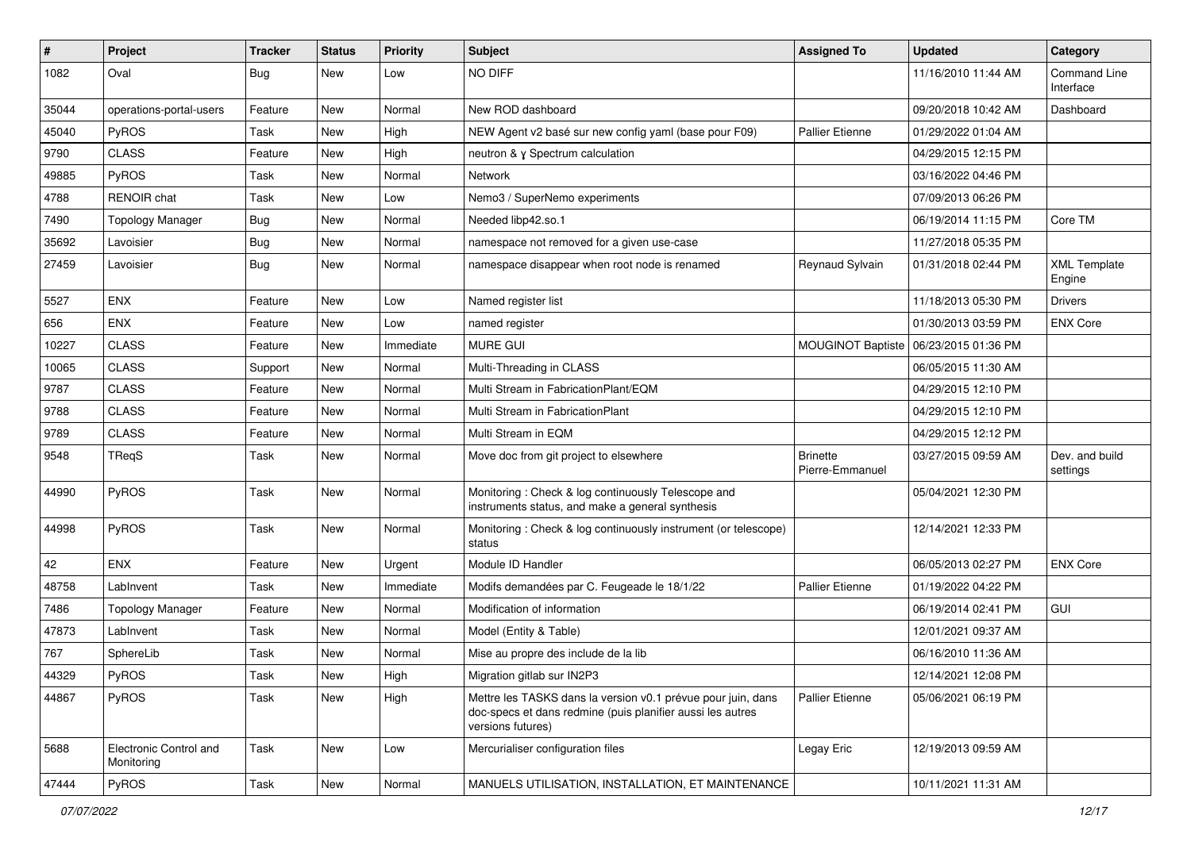| # | Project | Tracker | Status | Priority | Subject | Assigned To | Updated | Category |
|---|---|---|---|---|---|---|---|---|
| 1082 | Oval | Bug | New | Low | NO DIFF | | 11/16/2010 11:44 AM | Command Line Interface |
| 35044 | operations-portal-users | Feature | New | Normal | New ROD dashboard | | 09/20/2018 10:42 AM | Dashboard |
| 45040 | PyROS | Task | New | High | NEW Agent v2 basé sur new config yaml (base pour F09) | Pallier Etienne | 01/29/2022 01:04 AM | |
| 9790 | CLASS | Feature | New | High | neutron & γ Spectrum calculation | | 04/29/2015 12:15 PM | |
| 49885 | PyROS | Task | New | Normal | Network | | 03/16/2022 04:46 PM | |
| 4788 | RENOIR chat | Task | New | Low | Nemo3 / SuperNemo experiments | | 07/09/2013 06:26 PM | |
| 7490 | Topology Manager | Bug | New | Normal | Needed libp42.so.1 | | 06/19/2014 11:15 PM | Core TM |
| 35692 | Lavoisier | Bug | New | Normal | namespace not removed for a given use-case | | 11/27/2018 05:35 PM | |
| 27459 | Lavoisier | Bug | New | Normal | namespace disappear when root node is renamed | Reynaud Sylvain | 01/31/2018 02:44 PM | XML Template Engine |
| 5527 | ENX | Feature | New | Low | Named register list | | 11/18/2013 05:30 PM | Drivers |
| 656 | ENX | Feature | New | Low | named register | | 01/30/2013 03:59 PM | ENX Core |
| 10227 | CLASS | Feature | New | Immediate | MURE GUI | MOUGINOT Baptiste | 06/23/2015 01:36 PM | |
| 10065 | CLASS | Support | New | Normal | Multi-Threading in CLASS | | 06/05/2015 11:30 AM | |
| 9787 | CLASS | Feature | New | Normal | Multi Stream in FabricationPlant/EQM | | 04/29/2015 12:10 PM | |
| 9788 | CLASS | Feature | New | Normal | Multi Stream in FabricationPlant | | 04/29/2015 12:10 PM | |
| 9789 | CLASS | Feature | New | Normal | Multi Stream in EQM | | 04/29/2015 12:12 PM | |
| 9548 | TReqS | Task | New | Normal | Move doc from git project to elsewhere | Brinette Pierre-Emmanuel | 03/27/2015 09:59 AM | Dev. and build settings |
| 44990 | PyROS | Task | New | Normal | Monitoring : Check & log continuously Telescope and instruments status, and make a general synthesis | | 05/04/2021 12:30 PM | |
| 44998 | PyROS | Task | New | Normal | Monitoring : Check & log continuously instrument (or telescope) status | | 12/14/2021 12:33 PM | |
| 42 | ENX | Feature | New | Urgent | Module ID Handler | | 06/05/2013 02:27 PM | ENX Core |
| 48758 | LabInvent | Task | New | Immediate | Modifs demandées par C. Feugeade le 18/1/22 | Pallier Etienne | 01/19/2022 04:22 PM | |
| 7486 | Topology Manager | Feature | New | Normal | Modification of information | | 06/19/2014 02:41 PM | GUI |
| 47873 | LabInvent | Task | New | Normal | Model (Entity & Table) | | 12/01/2021 09:37 AM | |
| 767 | SphereLib | Task | New | Normal | Mise au propre des include de la lib | | 06/16/2010 11:36 AM | |
| 44329 | PyROS | Task | New | High | Migration gitlab sur IN2P3 | | 12/14/2021 12:08 PM | |
| 44867 | PyROS | Task | New | High | Mettre les TASKS dans la version v0.1 prévue pour juin, dans doc-specs et dans redmine (puis planifier aussi les autres versions futures) | Pallier Etienne | 05/06/2021 06:19 PM | |
| 5688 | Electronic Control and Monitoring | Task | New | Low | Mercurialiser configuration files | Legay Eric | 12/19/2013 09:59 AM | |
| 47444 | PyROS | Task | New | Normal | MANUELS UTILISATION, INSTALLATION, ET MAINTENANCE | | 10/11/2021 11:31 AM | |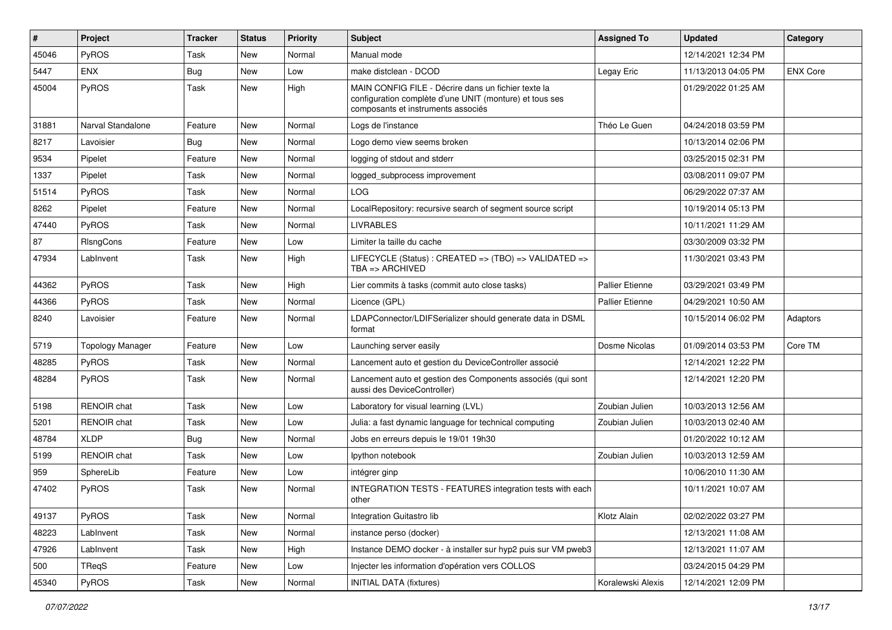| # | Project | Tracker | Status | Priority | Subject | Assigned To | Updated | Category |
|---|---|---|---|---|---|---|---|---|
| 45046 | PyROS | Task | New | Normal | Manual mode | | 12/14/2021 12:34 PM | |
| 5447 | ENX | Bug | New | Low | make distclean - DCOD | Legay Eric | 11/13/2013 04:05 PM | ENX Core |
| 45004 | PyROS | Task | New | High | MAIN CONFIG FILE - Décrire dans un fichier texte la configuration complète d'une UNIT (monture) et tous ses composants et instruments associés | | 01/29/2022 01:25 AM | |
| 31881 | Narval Standalone | Feature | New | Normal | Logs de l'instance | Théo Le Guen | 04/24/2018 03:59 PM | |
| 8217 | Lavoisier | Bug | New | Normal | Logo demo view seems broken | | 10/13/2014 02:06 PM | |
| 9534 | Pipelet | Feature | New | Normal | logging of stdout and stderr | | 03/25/2015 02:31 PM | |
| 1337 | Pipelet | Task | New | Normal | logged_subprocess improvement | | 03/08/2011 09:07 PM | |
| 51514 | PyROS | Task | New | Normal | LOG | | 06/29/2022 07:37 AM | |
| 8262 | Pipelet | Feature | New | Normal | LocalRepository: recursive search of segment source script | | 10/19/2014 05:13 PM | |
| 47440 | PyROS | Task | New | Normal | LIVRABLES | | 10/11/2021 11:29 AM | |
| 87 | RlsngCons | Feature | New | Low | Limiter la taille du cache | | 03/30/2009 03:32 PM | |
| 47934 | LabInvent | Task | New | High | LIFECYCLE (Status) : CREATED => (TBO) => VALIDATED => TBA => ARCHIVED | | 11/30/2021 03:43 PM | |
| 44362 | PyROS | Task | New | High | Lier commits à tasks (commit auto close tasks) | Pallier Etienne | 03/29/2021 03:49 PM | |
| 44366 | PyROS | Task | New | Normal | Licence (GPL) | Pallier Etienne | 04/29/2021 10:50 AM | |
| 8240 | Lavoisier | Feature | New | Normal | LDAPConnector/LDIFSerializer should generate data in DSML format | | 10/15/2014 06:02 PM | Adaptors |
| 5719 | Topology Manager | Feature | New | Low | Launching server easily | Dosme Nicolas | 01/09/2014 03:53 PM | Core TM |
| 48285 | PyROS | Task | New | Normal | Lancement auto et gestion du DeviceController associé | | 12/14/2021 12:22 PM | |
| 48284 | PyROS | Task | New | Normal | Lancement auto et gestion des Components associés (qui sont aussi des DeviceController) | | 12/14/2021 12:20 PM | |
| 5198 | RENOIR chat | Task | New | Low | Laboratory for visual learning (LVL) | Zoubian Julien | 10/03/2013 12:56 AM | |
| 5201 | RENOIR chat | Task | New | Low | Julia: a fast dynamic language for technical computing | Zoubian Julien | 10/03/2013 02:40 AM | |
| 48784 | XLDP | Bug | New | Normal | Jobs en erreurs depuis le 19/01 19h30 | | 01/20/2022 10:12 AM | |
| 5199 | RENOIR chat | Task | New | Low | Ipython notebook | Zoubian Julien | 10/03/2013 12:59 AM | |
| 959 | SphereLib | Feature | New | Low | intégrer ginp | | 10/06/2010 11:30 AM | |
| 47402 | PyROS | Task | New | Normal | INTEGRATION TESTS - FEATURES integration tests with each other | | 10/11/2021 10:07 AM | |
| 49137 | PyROS | Task | New | Normal | Integration Guitastro lib | Klotz Alain | 02/02/2022 03:27 PM | |
| 48223 | LabInvent | Task | New | Normal | instance perso (docker) | | 12/13/2021 11:08 AM | |
| 47926 | LabInvent | Task | New | High | Instance DEMO docker - à installer sur hyp2 puis sur VM pweb3 | | 12/13/2021 11:07 AM | |
| 500 | TReqS | Feature | New | Low | Injecter les information d'opération vers COLLOS | | 03/24/2015 04:29 PM | |
| 45340 | PyROS | Task | New | Normal | INITIAL DATA (fixtures) | Koralewski Alexis | 12/14/2021 12:09 PM | |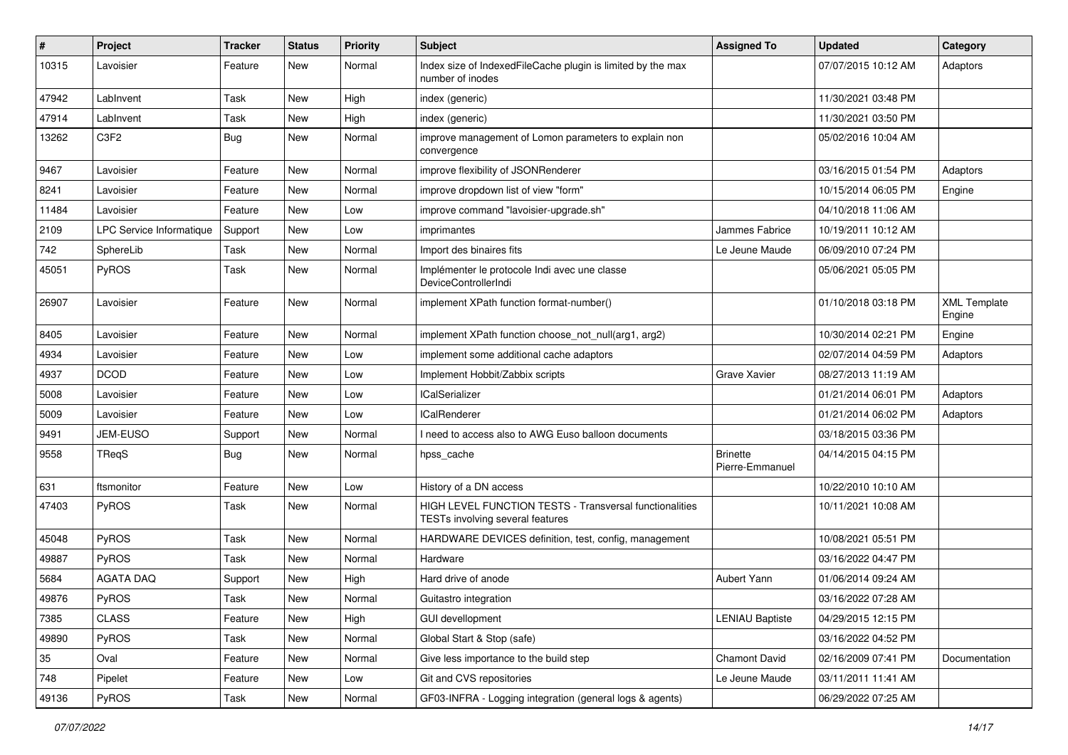| # | Project | Tracker | Status | Priority | Subject | Assigned To | Updated | Category |
|---|---|---|---|---|---|---|---|---|
| 10315 | Lavoisier | Feature | New | Normal | Index size of IndexedFileCache plugin is limited by the max number of inodes | | 07/07/2015 10:12 AM | Adaptors |
| 47942 | LabInvent | Task | New | High | index (generic) | | 11/30/2021 03:48 PM | |
| 47914 | LabInvent | Task | New | High | index (generic) | | 11/30/2021 03:50 PM | |
| 13262 | C3F2 | Bug | New | Normal | improve management of Lomon parameters to explain non convergence | | 05/02/2016 10:04 AM | |
| 9467 | Lavoisier | Feature | New | Normal | improve flexibility of JSONRenderer | | 03/16/2015 01:54 PM | Adaptors |
| 8241 | Lavoisier | Feature | New | Normal | improve dropdown list of view "form" | | 10/15/2014 06:05 PM | Engine |
| 11484 | Lavoisier | Feature | New | Low | improve command "lavoisier-upgrade.sh" | | 04/10/2018 11:06 AM | |
| 2109 | LPC Service Informatique | Support | New | Low | imprimantes | Jammes Fabrice | 10/19/2011 10:12 AM | |
| 742 | SphereLib | Task | New | Normal | Import des binaires fits | Le Jeune Maude | 06/09/2010 07:24 PM | |
| 45051 | PyROS | Task | New | Normal | Implémenter le protocole Indi avec une classe DeviceControllerIndi | | 05/06/2021 05:05 PM | |
| 26907 | Lavoisier | Feature | New | Normal | implement XPath function format-number() | | 01/10/2018 03:18 PM | XML Template Engine |
| 8405 | Lavoisier | Feature | New | Normal | implement XPath function choose_not_null(arg1, arg2) | | 10/30/2014 02:21 PM | Engine |
| 4934 | Lavoisier | Feature | New | Low | implement some additional cache adaptors | | 02/07/2014 04:59 PM | Adaptors |
| 4937 | DCOD | Feature | New | Low | Implement Hobbit/Zabbix scripts | Grave Xavier | 08/27/2013 11:19 AM | |
| 5008 | Lavoisier | Feature | New | Low | ICalSerializer | | 01/21/2014 06:01 PM | Adaptors |
| 5009 | Lavoisier | Feature | New | Low | ICalRenderer | | 01/21/2014 06:02 PM | Adaptors |
| 9491 | JEM-EUSO | Support | New | Normal | I need to access also to AWG Euso balloon documents | | 03/18/2015 03:36 PM | |
| 9558 | TReqS | Bug | New | Normal | hpss_cache | Brinette Pierre-Emmanuel | 04/14/2015 04:15 PM | |
| 631 | ftsmonitor | Feature | New | Low | History of a DN access | | 10/22/2010 10:10 AM | |
| 47403 | PyROS | Task | New | Normal | HIGH LEVEL FUNCTION TESTS - Transversal functionalities TESTs involving several features | | 10/11/2021 10:08 AM | |
| 45048 | PyROS | Task | New | Normal | HARDWARE DEVICES definition, test, config, management | | 10/08/2021 05:51 PM | |
| 49887 | PyROS | Task | New | Normal | Hardware | | 03/16/2022 04:47 PM | |
| 5684 | AGATA DAQ | Support | New | High | Hard drive of anode | Aubert Yann | 01/06/2014 09:24 AM | |
| 49876 | PyROS | Task | New | Normal | Guitastro integration | | 03/16/2022 07:28 AM | |
| 7385 | CLASS | Feature | New | High | GUI devellopment | LENIAU Baptiste | 04/29/2015 12:15 PM | |
| 49890 | PyROS | Task | New | Normal | Global Start & Stop (safe) | | 03/16/2022 04:52 PM | |
| 35 | Oval | Feature | New | Normal | Give less importance to the build step | Chamont David | 02/16/2009 07:41 PM | Documentation |
| 748 | Pipelet | Feature | New | Low | Git and CVS repositories | Le Jeune Maude | 03/11/2011 11:41 AM | |
| 49136 | PyROS | Task | New | Normal | GF03-INFRA - Logging integration (general logs & agents) | | 06/29/2022 07:25 AM | |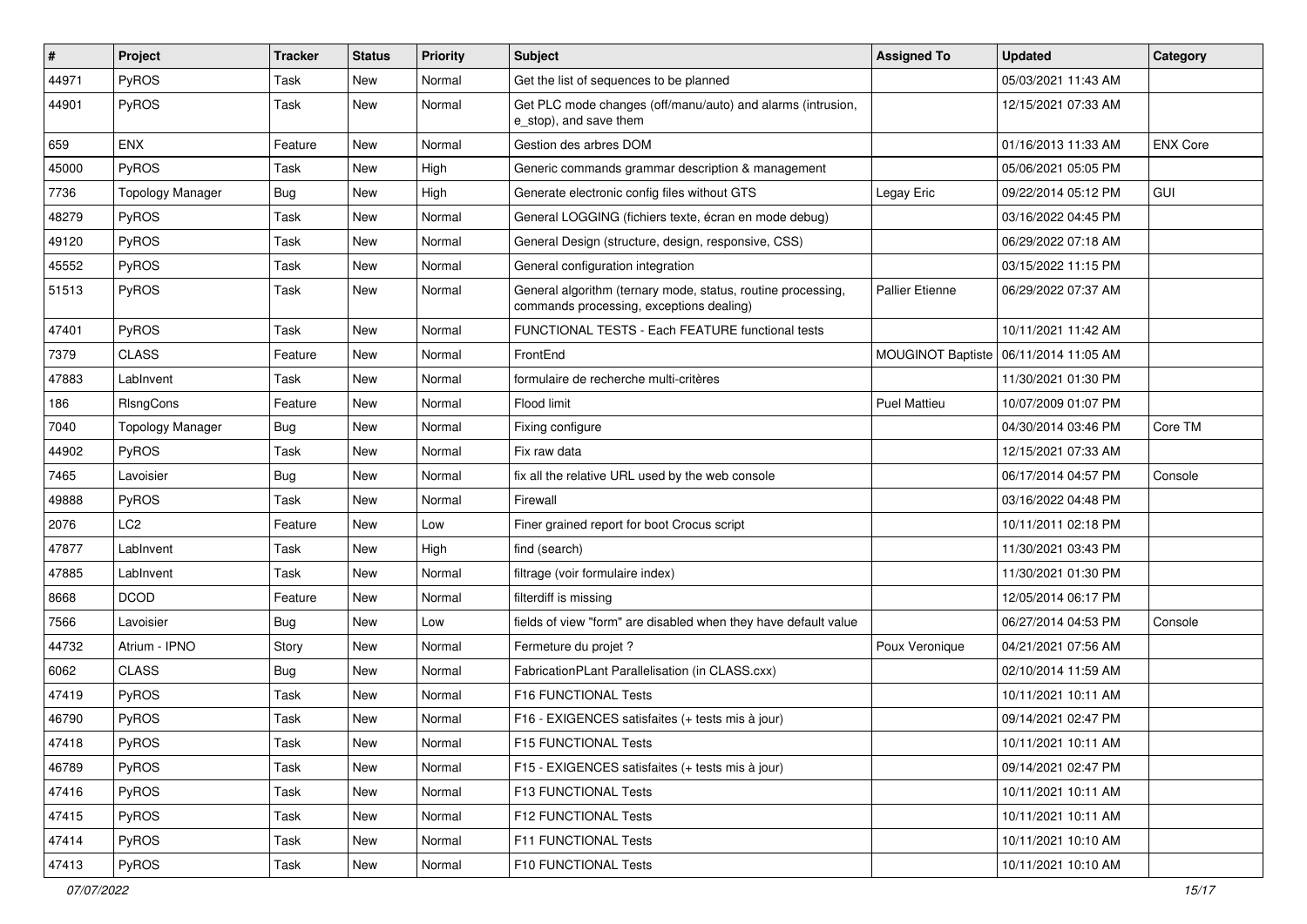| # | Project | Tracker | Status | Priority | Subject | Assigned To | Updated | Category |
|---|---|---|---|---|---|---|---|---|
| 44971 | PyROS | Task | New | Normal | Get the list of sequences to be planned | | 05/03/2021 11:43 AM | |
| 44901 | PyROS | Task | New | Normal | Get PLC mode changes (off/manu/auto) and alarms (intrusion, e_stop), and save them | | 12/15/2021 07:33 AM | |
| 659 | ENX | Feature | New | Normal | Gestion des arbres DOM | | 01/16/2013 11:33 AM | ENX Core |
| 45000 | PyROS | Task | New | High | Generic commands grammar description & management | | 05/06/2021 05:05 PM | |
| 7736 | Topology Manager | Bug | New | High | Generate electronic config files without GTS | Legay Eric | 09/22/2014 05:12 PM | GUI |
| 48279 | PyROS | Task | New | Normal | General LOGGING (fichiers texte, écran en mode debug) | | 03/16/2022 04:45 PM | |
| 49120 | PyROS | Task | New | Normal | General Design (structure, design, responsive, CSS) | | 06/29/2022 07:18 AM | |
| 45552 | PyROS | Task | New | Normal | General configuration integration | | 03/15/2022 11:15 PM | |
| 51513 | PyROS | Task | New | Normal | General algorithm (ternary mode, status, routine processing, commands processing, exceptions dealing) | Pallier Etienne | 06/29/2022 07:37 AM | |
| 47401 | PyROS | Task | New | Normal | FUNCTIONAL TESTS - Each FEATURE functional tests | | 10/11/2021 11:42 AM | |
| 7379 | CLASS | Feature | New | Normal | FrontEnd | MOUGINOT Baptiste | 06/11/2014 11:05 AM | |
| 47883 | LabInvent | Task | New | Normal | formulaire de recherche multi-critères | | 11/30/2021 01:30 PM | |
| 186 | RlsngCons | Feature | New | Normal | Flood limit | Puel Mattieu | 10/07/2009 01:07 PM | |
| 7040 | Topology Manager | Bug | New | Normal | Fixing configure | | 04/30/2014 03:46 PM | Core TM |
| 44902 | PyROS | Task | New | Normal | Fix raw data | | 12/15/2021 07:33 AM | |
| 7465 | Lavoisier | Bug | New | Normal | fix all the relative URL used by the web console | | 06/17/2014 04:57 PM | Console |
| 49888 | PyROS | Task | New | Normal | Firewall | | 03/16/2022 04:48 PM | |
| 2076 | LC2 | Feature | New | Low | Finer grained report for boot Crocus script | | 10/11/2011 02:18 PM | |
| 47877 | LabInvent | Task | New | High | find (search) | | 11/30/2021 03:43 PM | |
| 47885 | LabInvent | Task | New | Normal | filtrage (voir formulaire index) | | 11/30/2021 01:30 PM | |
| 8668 | DCOD | Feature | New | Normal | filterdiff is missing | | 12/05/2014 06:17 PM | |
| 7566 | Lavoisier | Bug | New | Low | fields of view "form" are disabled when they have default value | | 06/27/2014 04:53 PM | Console |
| 44732 | Atrium - IPNO | Story | New | Normal | Fermeture du projet ? | Poux Veronique | 04/21/2021 07:56 AM | |
| 6062 | CLASS | Bug | New | Normal | FabricationPLant Parallelisation (in CLASS.cxx) | | 02/10/2014 11:59 AM | |
| 47419 | PyROS | Task | New | Normal | F16 FUNCTIONAL Tests | | 10/11/2021 10:11 AM | |
| 46790 | PyROS | Task | New | Normal | F16 - EXIGENCES satisfaites (+ tests mis à jour) | | 09/14/2021 02:47 PM | |
| 47418 | PyROS | Task | New | Normal | F15 FUNCTIONAL Tests | | 10/11/2021 10:11 AM | |
| 46789 | PyROS | Task | New | Normal | F15 - EXIGENCES satisfaites (+ tests mis à jour) | | 09/14/2021 02:47 PM | |
| 47416 | PyROS | Task | New | Normal | F13 FUNCTIONAL Tests | | 10/11/2021 10:11 AM | |
| 47415 | PyROS | Task | New | Normal | F12 FUNCTIONAL Tests | | 10/11/2021 10:11 AM | |
| 47414 | PyROS | Task | New | Normal | F11 FUNCTIONAL Tests | | 10/11/2021 10:10 AM | |
| 47413 | PyROS | Task | New | Normal | F10 FUNCTIONAL Tests | | 10/11/2021 10:10 AM | |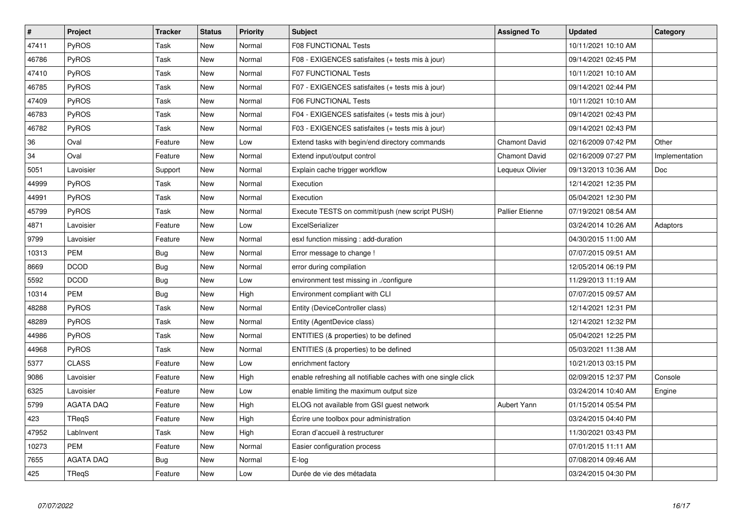| # | Project | Tracker | Status | Priority | Subject | Assigned To | Updated | Category |
|---|---|---|---|---|---|---|---|---|
| 47411 | PyROS | Task | New | Normal | F08 FUNCTIONAL Tests | | 10/11/2021 10:10 AM | |
| 46786 | PyROS | Task | New | Normal | F08 - EXIGENCES satisfaites (+ tests mis à jour) | | 09/14/2021 02:45 PM | |
| 47410 | PyROS | Task | New | Normal | F07 FUNCTIONAL Tests | | 10/11/2021 10:10 AM | |
| 46785 | PyROS | Task | New | Normal | F07 - EXIGENCES satisfaites (+ tests mis à jour) | | 09/14/2021 02:44 PM | |
| 47409 | PyROS | Task | New | Normal | F06 FUNCTIONAL Tests | | 10/11/2021 10:10 AM | |
| 46783 | PyROS | Task | New | Normal | F04 - EXIGENCES satisfaites (+ tests mis à jour) | | 09/14/2021 02:43 PM | |
| 46782 | PyROS | Task | New | Normal | F03 - EXIGENCES satisfaites (+ tests mis à jour) | | 09/14/2021 02:43 PM | |
| 36 | Oval | Feature | New | Low | Extend tasks with begin/end directory commands | Chamont David | 02/16/2009 07:42 PM | Other |
| 34 | Oval | Feature | New | Normal | Extend input/output control | Chamont David | 02/16/2009 07:27 PM | Implementation |
| 5051 | Lavoisier | Support | New | Normal | Explain cache trigger workflow | Lequeux Olivier | 09/13/2013 10:36 AM | Doc |
| 44999 | PyROS | Task | New | Normal | Execution | | 12/14/2021 12:35 PM | |
| 44991 | PyROS | Task | New | Normal | Execution | | 05/04/2021 12:30 PM | |
| 45799 | PyROS | Task | New | Normal | Execute TESTS on commit/push (new script PUSH) | Pallier Etienne | 07/19/2021 08:54 AM | |
| 4871 | Lavoisier | Feature | New | Low | ExcelSerializer | | 03/24/2014 10:26 AM | Adaptors |
| 9799 | Lavoisier | Feature | New | Normal | esxl function missing : add-duration | | 04/30/2015 11:00 AM | |
| 10313 | PEM | Bug | New | Normal | Error message to change ! | | 07/07/2015 09:51 AM | |
| 8669 | DCOD | Bug | New | Normal | error during compilation | | 12/05/2014 06:19 PM | |
| 5592 | DCOD | Bug | New | Low | environment test missing in ./configure | | 11/29/2013 11:19 AM | |
| 10314 | PEM | Bug | New | High | Environment compliant with CLI | | 07/07/2015 09:57 AM | |
| 48288 | PyROS | Task | New | Normal | Entity (DeviceController class) | | 12/14/2021 12:31 PM | |
| 48289 | PyROS | Task | New | Normal | Entity (AgentDevice class) | | 12/14/2021 12:32 PM | |
| 44986 | PyROS | Task | New | Normal | ENTITIES (& properties) to be defined | | 05/04/2021 12:25 PM | |
| 44968 | PyROS | Task | New | Normal | ENTITIES (& properties) to be defined | | 05/03/2021 11:38 AM | |
| 5377 | CLASS | Feature | New | Low | enrichment factory | | 10/21/2013 03:15 PM | |
| 9086 | Lavoisier | Feature | New | High | enable refreshing all notifiable caches with one single click | | 02/09/2015 12:37 PM | Console |
| 6325 | Lavoisier | Feature | New | Low | enable limiting the maximum output size | | 03/24/2014 10:40 AM | Engine |
| 5799 | AGATA DAQ | Feature | New | High | ELOG not available from GSI guest network | Aubert Yann | 01/15/2014 05:54 PM | |
| 423 | TReqS | Feature | New | High | Écrire une toolbox pour administration | | 03/24/2015 04:40 PM | |
| 47952 | LabInvent | Task | New | High | Ecran d'accueil à restructurer | | 11/30/2021 03:43 PM | |
| 10273 | PEM | Feature | New | Normal | Easier configuration process | | 07/01/2015 11:11 AM | |
| 7655 | AGATA DAQ | Bug | New | Normal | E-log | | 07/08/2014 09:46 AM | |
| 425 | TReqS | Feature | New | Low | Durée de vie des métadata | | 03/24/2015 04:30 PM | |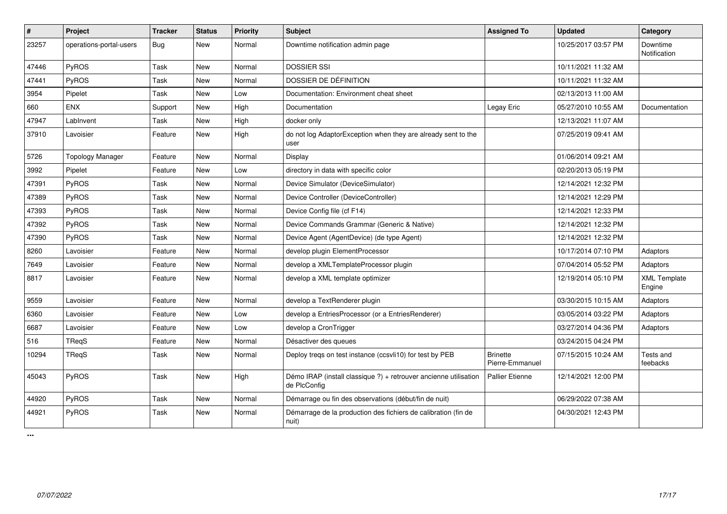| # | Project | Tracker | Status | Priority | Subject | Assigned To | Updated | Category |
|---|---|---|---|---|---|---|---|---|
| 23257 | operations-portal-users | Bug | New | Normal | Downtime notification admin page | | 10/25/2017 03:57 PM | Downtime Notification |
| 47446 | PyROS | Task | New | Normal | DOSSIER SSI | | 10/11/2021 11:32 AM | |
| 47441 | PyROS | Task | New | Normal | DOSSIER DE DÉFINITION | | 10/11/2021 11:32 AM | |
| 3954 | Pipelet | Task | New | Low | Documentation: Environment cheat sheet | | 02/13/2013 11:00 AM | |
| 660 | ENX | Support | New | High | Documentation | Legay Eric | 05/27/2010 10:55 AM | Documentation |
| 47947 | LabInvent | Task | New | High | docker only | | 12/13/2021 11:07 AM | |
| 37910 | Lavoisier | Feature | New | High | do not log AdaptorException when they are already sent to the user | | 07/25/2019 09:41 AM | |
| 5726 | Topology Manager | Feature | New | Normal | Display | | 01/06/2014 09:21 AM | |
| 3992 | Pipelet | Feature | New | Low | directory in data with specific color | | 02/20/2013 05:19 PM | |
| 47391 | PyROS | Task | New | Normal | Device Simulator (DeviceSimulator) | | 12/14/2021 12:32 PM | |
| 47389 | PyROS | Task | New | Normal | Device Controller (DeviceController) | | 12/14/2021 12:29 PM | |
| 47393 | PyROS | Task | New | Normal | Device Config file (cf F14) | | 12/14/2021 12:33 PM | |
| 47392 | PyROS | Task | New | Normal | Device Commands Grammar (Generic & Native) | | 12/14/2021 12:32 PM | |
| 47390 | PyROS | Task | New | Normal | Device Agent (AgentDevice) (de type Agent) | | 12/14/2021 12:32 PM | |
| 8260 | Lavoisier | Feature | New | Normal | develop plugin ElementProcessor | | 10/17/2014 07:10 PM | Adaptors |
| 7649 | Lavoisier | Feature | New | Normal | develop a XMLTemplateProcessor plugin | | 07/04/2014 05:52 PM | Adaptors |
| 8817 | Lavoisier | Feature | New | Normal | develop a XML template optimizer | | 12/19/2014 05:10 PM | XML Template Engine |
| 9559 | Lavoisier | Feature | New | Normal | develop a TextRenderer plugin | | 03/30/2015 10:15 AM | Adaptors |
| 6360 | Lavoisier | Feature | New | Low | develop a EntriesProcessor (or a EntriesRenderer) | | 03/05/2014 03:22 PM | Adaptors |
| 6687 | Lavoisier | Feature | New | Low | develop a CronTrigger | | 03/27/2014 04:36 PM | Adaptors |
| 516 | TReqS | Feature | New | Normal | Désactiver des queues | | 03/24/2015 04:24 PM | |
| 10294 | TReqS | Task | New | Normal | Deploy treqs on test instance (ccsvli10) for test by PEB | Brinette Pierre-Emmanuel | 07/15/2015 10:24 AM | Tests and feebacks |
| 45043 | PyROS | Task | New | High | Démo IRAP (install classique ?) + retrouver ancienne utilisation de PlcConfig | Pallier Etienne | 12/14/2021 12:00 PM | |
| 44920 | PyROS | Task | New | Normal | Démarrage ou fin des observations (début/fin de nuit) | | 06/29/2022 07:38 AM | |
| 44921 | PyROS | Task | New | Normal | Démarrage de la production des fichiers de calibration (fin de nuit) | | 04/30/2021 12:43 PM | |

...